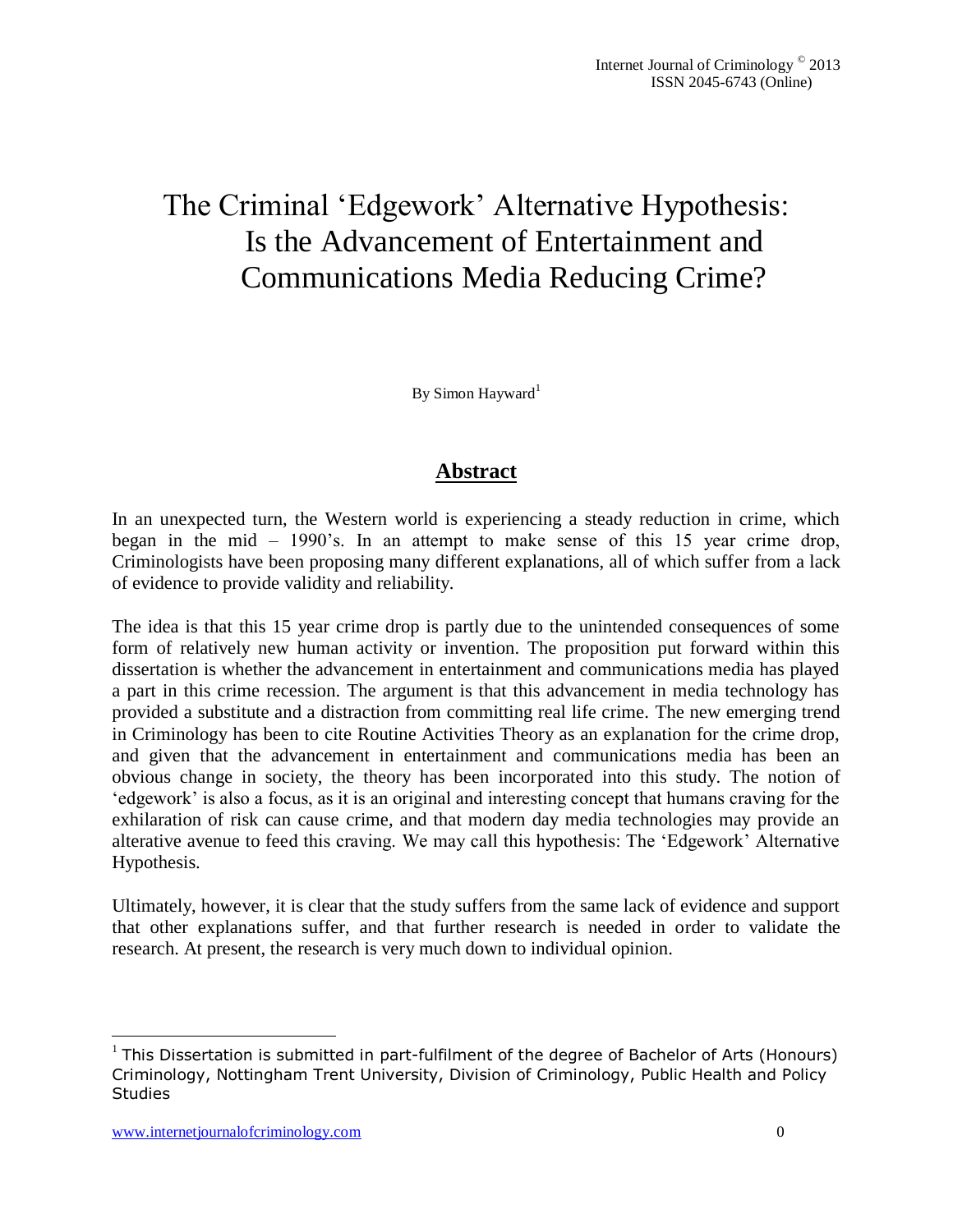# The Criminal 'Edgework' Alternative Hypothesis: Is the Advancement of Entertainment and Communications Media Reducing Crime?

By Simon Hayward[1]

## Abstract

In an unexpected turn, the Western world is experiencing a steady reduction in crime, which began in the mid – 1990's. In an attempt to make sense of this 15 year crime drop, Criminologists have been proposing many different explanations, all of which suffer from a lack of evidence to provide validity and reliability.

The idea is that this 15 year crime drop is partly due to the unintended consequences of some form of relatively new human activity or invention. The proposition put forward within this dissertation is whether the advancement in entertainment and communications media has played a part in this crime recession. The argument is that this advancement in media technology has provided a substitute and a distraction from committing real life crime. The new emerging trend in Criminology has been to cite Routine Activities Theory as an explanation for the crime drop, and given that the advancement in entertainment and communications media has been an obvious change in society, the theory has been incorporated into this study. The notion of 'edgework' is also a focus, as it is an original and interesting concept that humans craving for the exhilaration of risk can cause crime, and that modern day media technologies may provide an alterative avenue to feed this craving. We may call this hypothesis: The 'Edgework' Alternative Hypothesis.

Ultimately, however, it is clear that the study suffers from the same lack of evidence and support that other explanations suffer, and that further research is needed in order to validate the research. At present, the research is very much down to individual opinion.

---

[1] This Dissertation is submitted in part-fulfilment of the degree of Bachelor of Arts (Honours) Criminology, Nottingham Trent University, Division of Criminology, Public Health and Policy Studies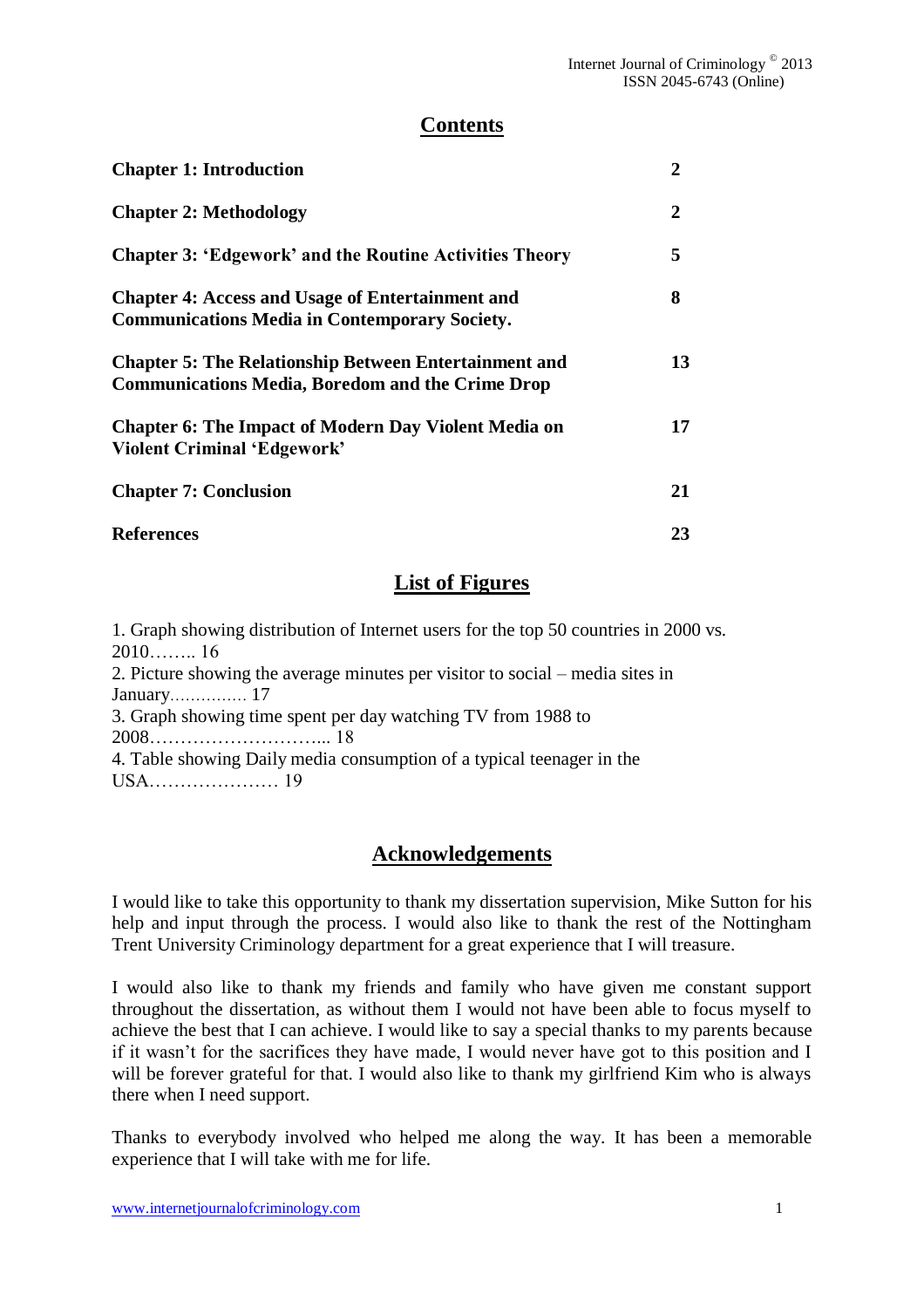## Contents

| | |
|---|---|
| **Chapter 1: Introduction** | **2** |
| **Chapter 2: Methodology** | **2** |
| **Chapter 3: 'Edgework' and the Routine Activities Theory** | **5** |
| **Chapter 4: Access and Usage of Entertainment and Communications Media in Contemporary Society.** | **8** |
| **Chapter 5: The Relationship Between Entertainment and Communications Media, Boredom and the Crime Drop** | **13** |
| **Chapter 6: The Impact of Modern Day Violent Media on Violent Criminal 'Edgework'** | **17** |
| **Chapter 7: Conclusion** | **21** |
| **References** | **23** |

## List of Figures

1. Graph showing distribution of Internet users for the top 50 countries in 2000 vs. 2010…….. 16
2. Picture showing the average minutes per visitor to social – media sites in January…………… 17
3. Graph showing time spent per day watching TV from 1988 to 2008………………………... 18
4. Table showing Daily media consumption of a typical teenager in the USA………………… 19

## Acknowledgements

I would like to take this opportunity to thank my dissertation supervision, Mike Sutton for his help and input through the process. I would also like to thank the rest of the Nottingham Trent University Criminology department for a great experience that I will treasure.

I would also like to thank my friends and family who have given me constant support throughout the dissertation, as without them I would not have been able to focus myself to achieve the best that I can achieve. I would like to say a special thanks to my parents because if it wasn't for the sacrifices they have made, I would never have got to this position and I will be forever grateful for that. I would also like to thank my girlfriend Kim who is always there when I need support.

Thanks to everybody involved who helped me along the way. It has been a memorable experience that I will take with me for life.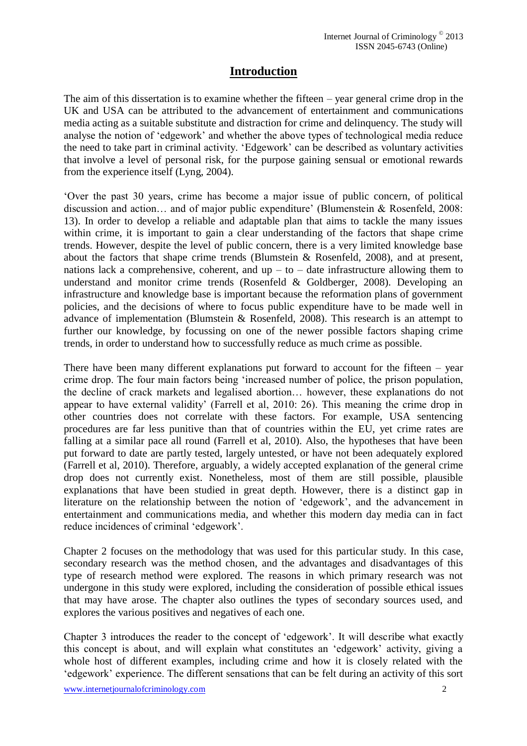# Introduction

The aim of this dissertation is to examine whether the fifteen – year general crime drop in the UK and USA can be attributed to the advancement of entertainment and communications media acting as a suitable substitute and distraction for crime and delinquency. The study will analyse the notion of 'edgework' and whether the above types of technological media reduce the need to take part in criminal activity. 'Edgework' can be described as voluntary activities that involve a level of personal risk, for the purpose gaining sensual or emotional rewards from the experience itself (Lyng, 2004).

'Over the past 30 years, crime has become a major issue of public concern, of political discussion and action… and of major public expenditure' (Blumenstein & Rosenfeld, 2008: 13). In order to develop a reliable and adaptable plan that aims to tackle the many issues within crime, it is important to gain a clear understanding of the factors that shape crime trends. However, despite the level of public concern, there is a very limited knowledge base about the factors that shape crime trends (Blumstein & Rosenfeld, 2008), and at present, nations lack a comprehensive, coherent, and up – to – date infrastructure allowing them to understand and monitor crime trends (Rosenfeld & Goldberger, 2008). Developing an infrastructure and knowledge base is important because the reformation plans of government policies, and the decisions of where to focus public expenditure have to be made well in advance of implementation (Blumstein & Rosenfeld, 2008). This research is an attempt to further our knowledge, by focussing on one of the newer possible factors shaping crime trends, in order to understand how to successfully reduce as much crime as possible.

There have been many different explanations put forward to account for the fifteen – year crime drop. The four main factors being 'increased number of police, the prison population, the decline of crack markets and legalised abortion… however, these explanations do not appear to have external validity' (Farrell et al, 2010: 26). This meaning the crime drop in other countries does not correlate with these factors. For example, USA sentencing procedures are far less punitive than that of countries within the EU, yet crime rates are falling at a similar pace all round (Farrell et al, 2010). Also, the hypotheses that have been put forward to date are partly tested, largely untested, or have not been adequately explored (Farrell et al, 2010). Therefore, arguably, a widely accepted explanation of the general crime drop does not currently exist. Nonetheless, most of them are still possible, plausible explanations that have been studied in great depth. However, there is a distinct gap in literature on the relationship between the notion of 'edgework', and the advancement in entertainment and communications media, and whether this modern day media can in fact reduce incidences of criminal 'edgework'.

Chapter 2 focuses on the methodology that was used for this particular study. In this case, secondary research was the method chosen, and the advantages and disadvantages of this type of research method were explored. The reasons in which primary research was not undergone in this study were explored, including the consideration of possible ethical issues that may have arose. The chapter also outlines the types of secondary sources used, and explores the various positives and negatives of each one.

Chapter 3 introduces the reader to the concept of 'edgework'. It will describe what exactly this concept is about, and will explain what constitutes an 'edgework' activity, giving a whole host of different examples, including crime and how it is closely related with the 'edgework' experience. The different sensations that can be felt during an activity of this sort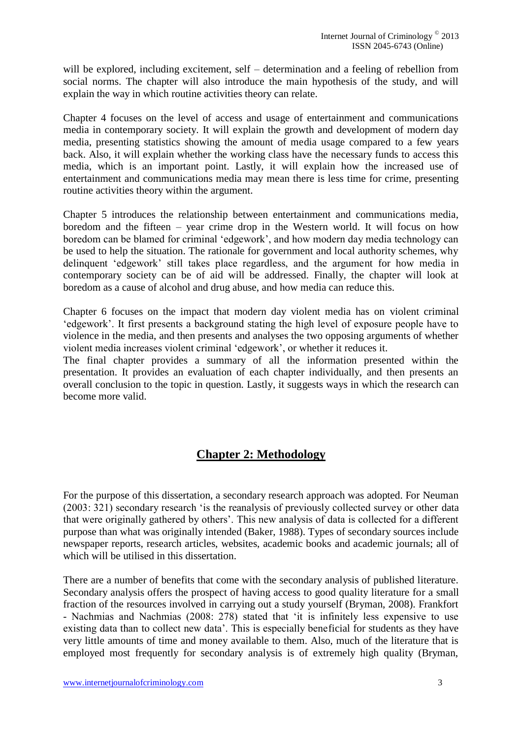will be explored, including excitement, self – determination and a feeling of rebellion from social norms. The chapter will also introduce the main hypothesis of the study, and will explain the way in which routine activities theory can relate.

Chapter 4 focuses on the level of access and usage of entertainment and communications media in contemporary society. It will explain the growth and development of modern day media, presenting statistics showing the amount of media usage compared to a few years back. Also, it will explain whether the working class have the necessary funds to access this media, which is an important point. Lastly, it will explain how the increased use of entertainment and communications media may mean there is less time for crime, presenting routine activities theory within the argument.

Chapter 5 introduces the relationship between entertainment and communications media, boredom and the fifteen – year crime drop in the Western world. It will focus on how boredom can be blamed for criminal 'edgework', and how modern day media technology can be used to help the situation. The rationale for government and local authority schemes, why delinquent 'edgework' still takes place regardless, and the argument for how media in contemporary society can be of aid will be addressed. Finally, the chapter will look at boredom as a cause of alcohol and drug abuse, and how media can reduce this.

Chapter 6 focuses on the impact that modern day violent media has on violent criminal 'edgework'. It first presents a background stating the high level of exposure people have to violence in the media, and then presents and analyses the two opposing arguments of whether violent media increases violent criminal 'edgework', or whether it reduces it.

The final chapter provides a summary of all the information presented within the presentation. It provides an evaluation of each chapter individually, and then presents an overall conclusion to the topic in question. Lastly, it suggests ways in which the research can become more valid.

## Chapter 2: Methodology

For the purpose of this dissertation, a secondary research approach was adopted. For Neuman (2003: 321) secondary research 'is the reanalysis of previously collected survey or other data that were originally gathered by others'. This new analysis of data is collected for a different purpose than what was originally intended (Baker, 1988). Types of secondary sources include newspaper reports, research articles, websites, academic books and academic journals; all of which will be utilised in this dissertation.

There are a number of benefits that come with the secondary analysis of published literature. Secondary analysis offers the prospect of having access to good quality literature for a small fraction of the resources involved in carrying out a study yourself (Bryman, 2008). Frankfort - Nachmias and Nachmias (2008: 278) stated that 'it is infinitely less expensive to use existing data than to collect new data'. This is especially beneficial for students as they have very little amounts of time and money available to them. Also, much of the literature that is employed most frequently for secondary analysis is of extremely high quality (Bryman,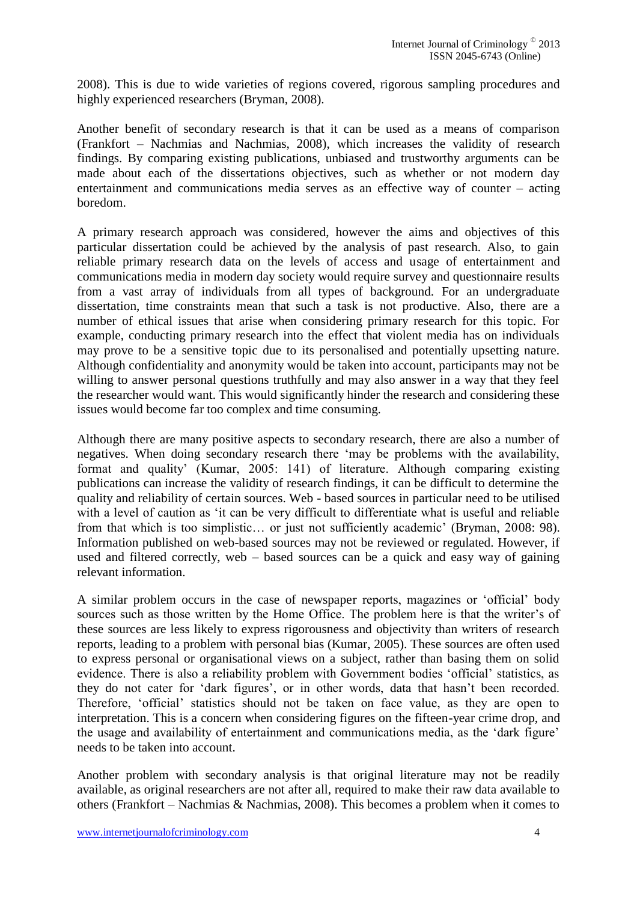2008). This is due to wide varieties of regions covered, rigorous sampling procedures and highly experienced researchers (Bryman, 2008).

Another benefit of secondary research is that it can be used as a means of comparison (Frankfort – Nachmias and Nachmias, 2008), which increases the validity of research findings. By comparing existing publications, unbiased and trustworthy arguments can be made about each of the dissertations objectives, such as whether or not modern day entertainment and communications media serves as an effective way of counter – acting boredom.

A primary research approach was considered, however the aims and objectives of this particular dissertation could be achieved by the analysis of past research. Also, to gain reliable primary research data on the levels of access and usage of entertainment and communications media in modern day society would require survey and questionnaire results from a vast array of individuals from all types of background. For an undergraduate dissertation, time constraints mean that such a task is not productive. Also, there are a number of ethical issues that arise when considering primary research for this topic. For example, conducting primary research into the effect that violent media has on individuals may prove to be a sensitive topic due to its personalised and potentially upsetting nature. Although confidentiality and anonymity would be taken into account, participants may not be willing to answer personal questions truthfully and may also answer in a way that they feel the researcher would want. This would significantly hinder the research and considering these issues would become far too complex and time consuming.

Although there are many positive aspects to secondary research, there are also a number of negatives. When doing secondary research there 'may be problems with the availability, format and quality' (Kumar, 2005: 141) of literature. Although comparing existing publications can increase the validity of research findings, it can be difficult to determine the quality and reliability of certain sources. Web - based sources in particular need to be utilised with a level of caution as 'it can be very difficult to differentiate what is useful and reliable from that which is too simplistic… or just not sufficiently academic' (Bryman, 2008: 98). Information published on web-based sources may not be reviewed or regulated. However, if used and filtered correctly, web – based sources can be a quick and easy way of gaining relevant information.

A similar problem occurs in the case of newspaper reports, magazines or 'official' body sources such as those written by the Home Office. The problem here is that the writer's of these sources are less likely to express rigorousness and objectivity than writers of research reports, leading to a problem with personal bias (Kumar, 2005). These sources are often used to express personal or organisational views on a subject, rather than basing them on solid evidence. There is also a reliability problem with Government bodies 'official' statistics, as they do not cater for 'dark figures', or in other words, data that hasn't been recorded. Therefore, 'official' statistics should not be taken on face value, as they are open to interpretation. This is a concern when considering figures on the fifteen-year crime drop, and the usage and availability of entertainment and communications media, as the 'dark figure' needs to be taken into account.

Another problem with secondary analysis is that original literature may not be readily available, as original researchers are not after all, required to make their raw data available to others (Frankfort – Nachmias & Nachmias, 2008). This becomes a problem when it comes to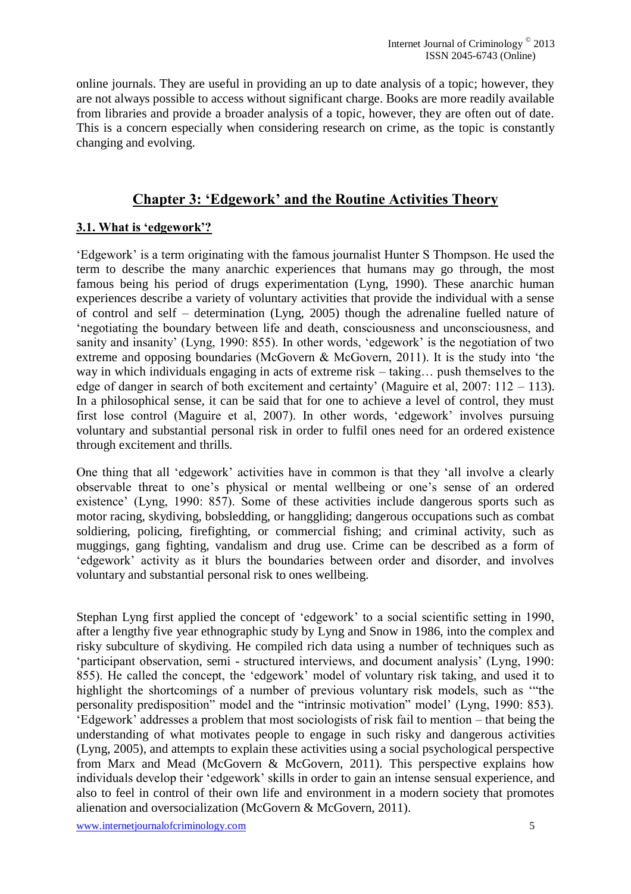online journals. They are useful in providing an up to date analysis of a topic; however, they are not always possible to access without significant charge. Books are more readily available from libraries and provide a broader analysis of a topic, however, they are often out of date. This is a concern especially when considering research on crime, as the topic is constantly changing and evolving.

## Chapter 3: 'Edgework' and the Routine Activities Theory

### 3.1. What is 'edgework'?

'Edgework' is a term originating with the famous journalist Hunter S Thompson. He used the term to describe the many anarchic experiences that humans may go through, the most famous being his period of drugs experimentation (Lyng, 1990). These anarchic human experiences describe a variety of voluntary activities that provide the individual with a sense of control and self – determination (Lyng, 2005) though the adrenaline fuelled nature of 'negotiating the boundary between life and death, consciousness and unconsciousness, and sanity and insanity' (Lyng, 1990: 855). In other words, 'edgework' is the negotiation of two extreme and opposing boundaries (McGovern & McGovern, 2011). It is the study into 'the way in which individuals engaging in acts of extreme risk – taking… push themselves to the edge of danger in search of both excitement and certainty' (Maguire et al, 2007: 112 – 113). In a philosophical sense, it can be said that for one to achieve a level of control, they must first lose control (Maguire et al, 2007). In other words, 'edgework' involves pursuing voluntary and substantial personal risk in order to fulfil ones need for an ordered existence through excitement and thrills.

One thing that all 'edgework' activities have in common is that they 'all involve a clearly observable threat to one's physical or mental wellbeing or one's sense of an ordered existence' (Lyng, 1990: 857). Some of these activities include dangerous sports such as motor racing, skydiving, bobsledding, or hanggliding; dangerous occupations such as combat soldiering, policing, firefighting, or commercial fishing; and criminal activity, such as muggings, gang fighting, vandalism and drug use. Crime can be described as a form of 'edgework' activity as it blurs the boundaries between order and disorder, and involves voluntary and substantial personal risk to ones wellbeing.

Stephan Lyng first applied the concept of 'edgework' to a social scientific setting in 1990, after a lengthy five year ethnographic study by Lyng and Snow in 1986, into the complex and risky subculture of skydiving. He compiled rich data using a number of techniques such as 'participant observation, semi - structured interviews, and document analysis' (Lyng, 1990: 855). He called the concept, the 'edgework' model of voluntary risk taking, and used it to highlight the shortcomings of a number of previous voluntary risk models, such as '"the personality predisposition" model and the "intrinsic motivation" model' (Lyng, 1990: 853). 'Edgework' addresses a problem that most sociologists of risk fail to mention – that being the understanding of what motivates people to engage in such risky and dangerous activities (Lyng, 2005), and attempts to explain these activities using a social psychological perspective from Marx and Mead (McGovern & McGovern, 2011). This perspective explains how individuals develop their 'edgework' skills in order to gain an intense sensual experience, and also to feel in control of their own life and environment in a modern society that promotes alienation and oversocialization (McGovern & McGovern, 2011).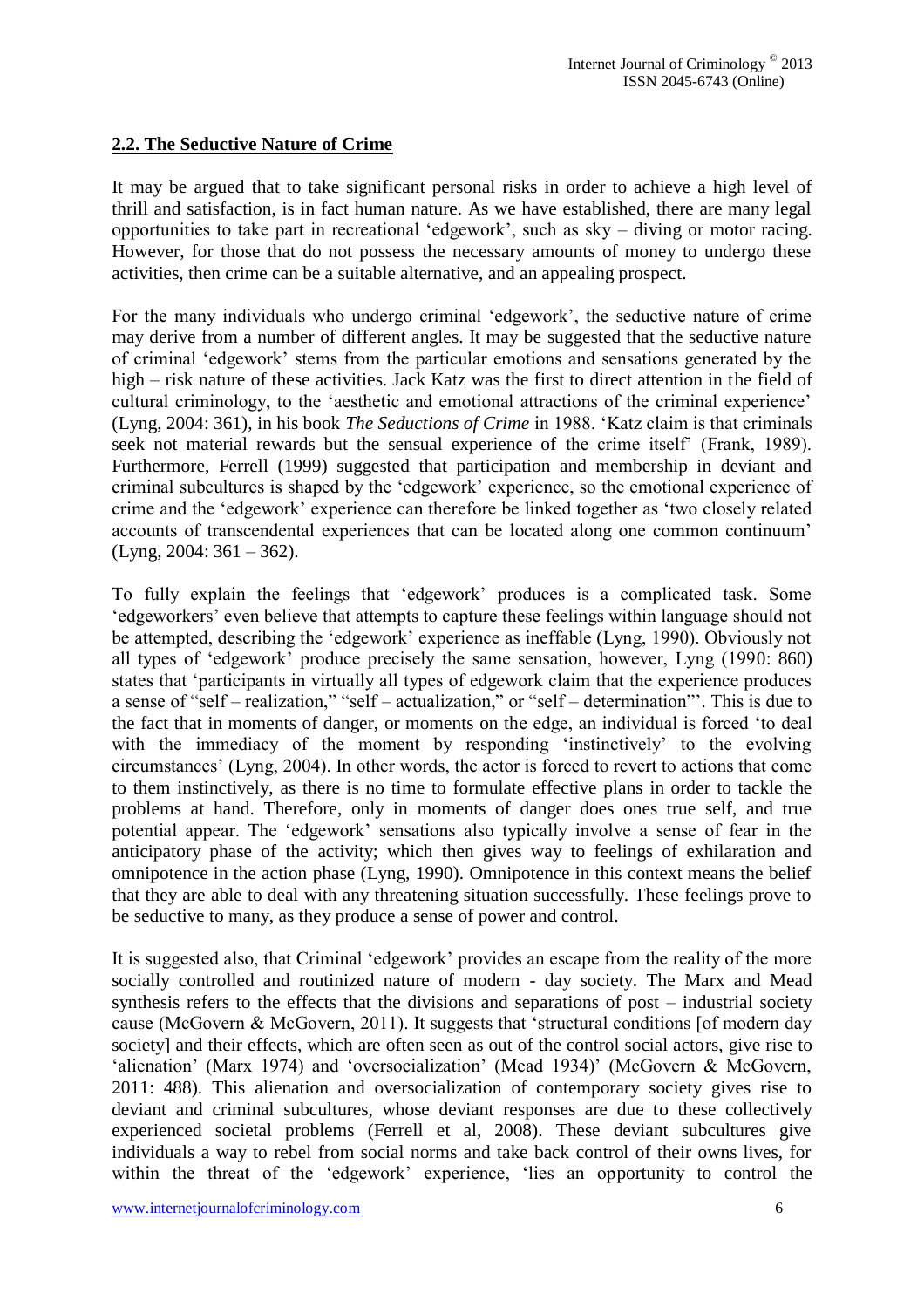## **2.2. The Seductive Nature of Crime**

It may be argued that to take significant personal risks in order to achieve a high level of thrill and satisfaction, is in fact human nature. As we have established, there are many legal opportunities to take part in recreational 'edgework', such as sky – diving or motor racing. However, for those that do not possess the necessary amounts of money to undergo these activities, then crime can be a suitable alternative, and an appealing prospect.

For the many individuals who undergo criminal 'edgework', the seductive nature of crime may derive from a number of different angles. It may be suggested that the seductive nature of criminal 'edgework' stems from the particular emotions and sensations generated by the high – risk nature of these activities. Jack Katz was the first to direct attention in the field of cultural criminology, to the 'aesthetic and emotional attractions of the criminal experience' (Lyng, 2004: 361), in his book *The Seductions of Crime* in 1988. 'Katz claim is that criminals seek not material rewards but the sensual experience of the crime itself' (Frank, 1989). Furthermore, Ferrell (1999) suggested that participation and membership in deviant and criminal subcultures is shaped by the 'edgework' experience, so the emotional experience of crime and the 'edgework' experience can therefore be linked together as 'two closely related accounts of transcendental experiences that can be located along one common continuum' (Lyng, 2004: 361 – 362).

To fully explain the feelings that 'edgework' produces is a complicated task. Some 'edgeworkers' even believe that attempts to capture these feelings within language should not be attempted, describing the 'edgework' experience as ineffable (Lyng, 1990). Obviously not all types of 'edgework' produce precisely the same sensation, however, Lyng (1990: 860) states that 'participants in virtually all types of edgework claim that the experience produces a sense of "self – realization," "self – actualization," or "self – determination"'. This is due to the fact that in moments of danger, or moments on the edge, an individual is forced 'to deal with the immediacy of the moment by responding 'instinctively' to the evolving circumstances' (Lyng, 2004). In other words, the actor is forced to revert to actions that come to them instinctively, as there is no time to formulate effective plans in order to tackle the problems at hand. Therefore, only in moments of danger does ones true self, and true potential appear. The 'edgework' sensations also typically involve a sense of fear in the anticipatory phase of the activity; which then gives way to feelings of exhilaration and omnipotence in the action phase (Lyng, 1990). Omnipotence in this context means the belief that they are able to deal with any threatening situation successfully. These feelings prove to be seductive to many, as they produce a sense of power and control.

It is suggested also, that Criminal 'edgework' provides an escape from the reality of the more socially controlled and routinized nature of modern - day society. The Marx and Mead synthesis refers to the effects that the divisions and separations of post – industrial society cause (McGovern & McGovern, 2011). It suggests that 'structural conditions [of modern day society] and their effects, which are often seen as out of the control social actors, give rise to 'alienation' (Marx 1974) and 'oversocialization' (Mead 1934)' (McGovern & McGovern, 2011: 488). This alienation and oversocialization of contemporary society gives rise to deviant and criminal subcultures, whose deviant responses are due to these collectively experienced societal problems (Ferrell et al, 2008). These deviant subcultures give individuals a way to rebel from social norms and take back control of their owns lives, for within the threat of the 'edgework' experience, 'lies an opportunity to control the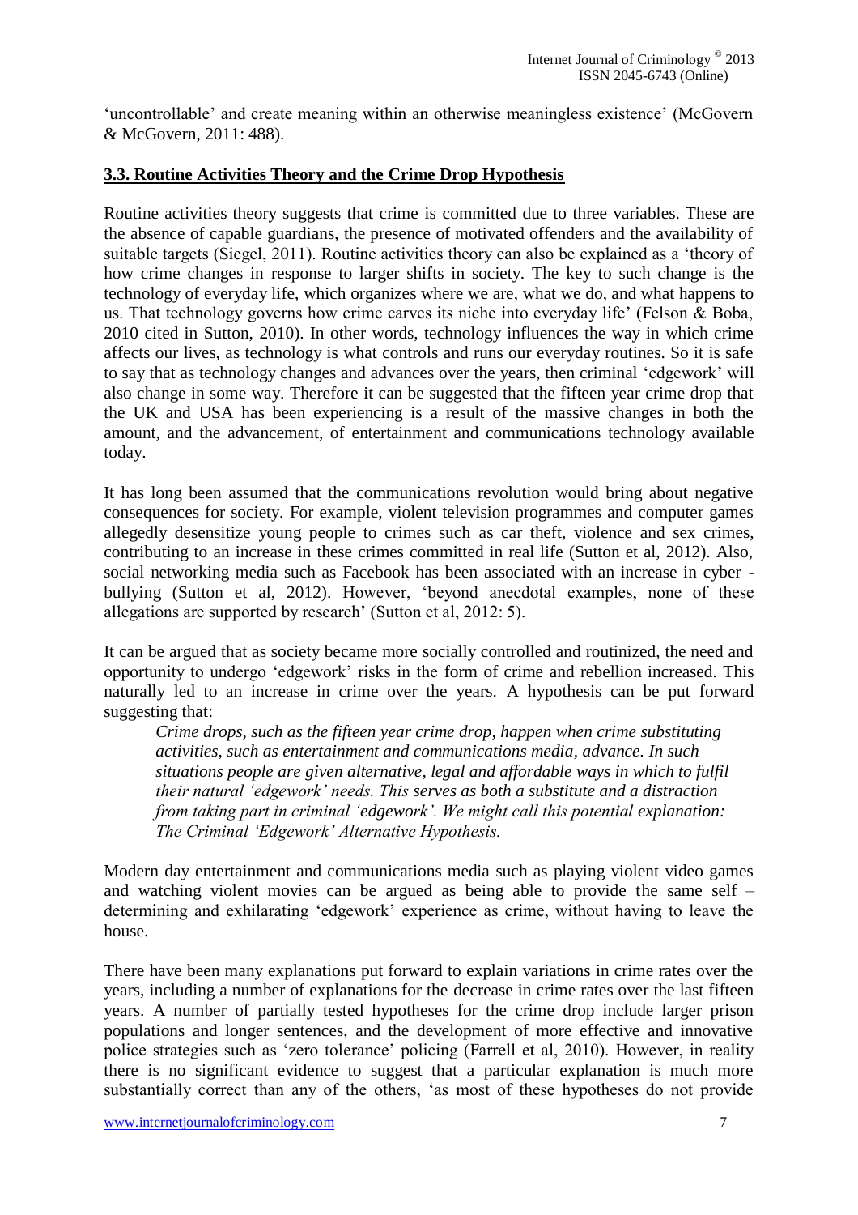'uncontrollable' and create meaning within an otherwise meaningless existence' (McGovern & McGovern, 2011: 488).

### 3.3. Routine Activities Theory and the Crime Drop Hypothesis

Routine activities theory suggests that crime is committed due to three variables. These are the absence of capable guardians, the presence of motivated offenders and the availability of suitable targets (Siegel, 2011). Routine activities theory can also be explained as a 'theory of how crime changes in response to larger shifts in society. The key to such change is the technology of everyday life, which organizes where we are, what we do, and what happens to us. That technology governs how crime carves its niche into everyday life' (Felson & Boba, 2010 cited in Sutton, 2010). In other words, technology influences the way in which crime affects our lives, as technology is what controls and runs our everyday routines. So it is safe to say that as technology changes and advances over the years, then criminal 'edgework' will also change in some way. Therefore it can be suggested that the fifteen year crime drop that the UK and USA has been experiencing is a result of the massive changes in both the amount, and the advancement, of entertainment and communications technology available today.

It has long been assumed that the communications revolution would bring about negative consequences for society. For example, violent television programmes and computer games allegedly desensitize young people to crimes such as car theft, violence and sex crimes, contributing to an increase in these crimes committed in real life (Sutton et al, 2012). Also, social networking media such as Facebook has been associated with an increase in cyber - bullying (Sutton et al, 2012). However, 'beyond anecdotal examples, none of these allegations are supported by research' (Sutton et al, 2012: 5).

It can be argued that as society became more socially controlled and routinized, the need and opportunity to undergo 'edgework' risks in the form of crime and rebellion increased. This naturally led to an increase in crime over the years. A hypothesis can be put forward suggesting that:

> *Crime drops, such as the fifteen year crime drop, happen when crime substituting activities, such as entertainment and communications media, advance. In such situations people are given alternative, legal and affordable ways in which to fulfil their natural 'edgework' needs. This serves as both a substitute and a distraction from taking part in criminal 'edgework'. We might call this potential explanation: The Criminal 'Edgework' Alternative Hypothesis.*

Modern day entertainment and communications media such as playing violent video games and watching violent movies can be argued as being able to provide the same self – determining and exhilarating 'edgework' experience as crime, without having to leave the house.

There have been many explanations put forward to explain variations in crime rates over the years, including a number of explanations for the decrease in crime rates over the last fifteen years. A number of partially tested hypotheses for the crime drop include larger prison populations and longer sentences, and the development of more effective and innovative police strategies such as 'zero tolerance' policing (Farrell et al, 2010). However, in reality there is no significant evidence to suggest that a particular explanation is much more substantially correct than any of the others, 'as most of these hypotheses do not provide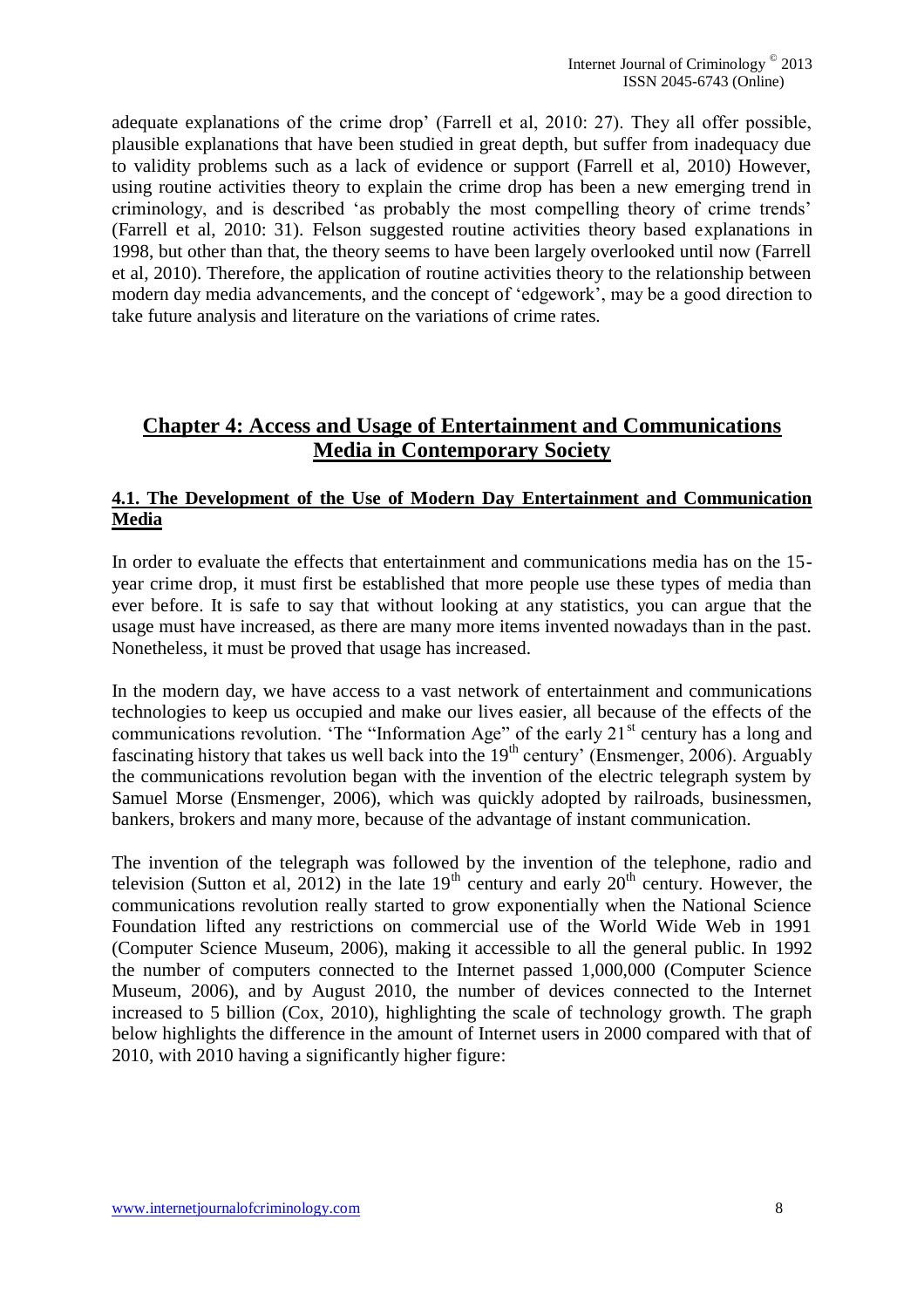adequate explanations of the crime drop' (Farrell et al, 2010: 27). They all offer possible, plausible explanations that have been studied in great depth, but suffer from inadequacy due to validity problems such as a lack of evidence or support (Farrell et al, 2010) However, using routine activities theory to explain the crime drop has been a new emerging trend in criminology, and is described 'as probably the most compelling theory of crime trends' (Farrell et al, 2010: 31). Felson suggested routine activities theory based explanations in 1998, but other than that, the theory seems to have been largely overlooked until now (Farrell et al, 2010). Therefore, the application of routine activities theory to the relationship between modern day media advancements, and the concept of 'edgework', may be a good direction to take future analysis and literature on the variations of crime rates.

## Chapter 4: Access and Usage of Entertainment and Communications Media in Contemporary Society

### 4.1. The Development of the Use of Modern Day Entertainment and Communication Media

In order to evaluate the effects that entertainment and communications media has on the 15-year crime drop, it must first be established that more people use these types of media than ever before. It is safe to say that without looking at any statistics, you can argue that the usage must have increased, as there are many more items invented nowadays than in the past. Nonetheless, it must be proved that usage has increased.

In the modern day, we have access to a vast network of entertainment and communications technologies to keep us occupied and make our lives easier, all because of the effects of the communications revolution. 'The "Information Age" of the early 21st century has a long and fascinating history that takes us well back into the 19th century' (Ensmenger, 2006). Arguably the communications revolution began with the invention of the electric telegraph system by Samuel Morse (Ensmenger, 2006), which was quickly adopted by railroads, businessmen, bankers, brokers and many more, because of the advantage of instant communication.

The invention of the telegraph was followed by the invention of the telephone, radio and television (Sutton et al, 2012) in the late 19th century and early 20th century. However, the communications revolution really started to grow exponentially when the National Science Foundation lifted any restrictions on commercial use of the World Wide Web in 1991 (Computer Science Museum, 2006), making it accessible to all the general public. In 1992 the number of computers connected to the Internet passed 1,000,000 (Computer Science Museum, 2006), and by August 2010, the number of devices connected to the Internet increased to 5 billion (Cox, 2010), highlighting the scale of technology growth. The graph below highlights the difference in the amount of Internet users in 2000 compared with that of 2010, with 2010 having a significantly higher figure: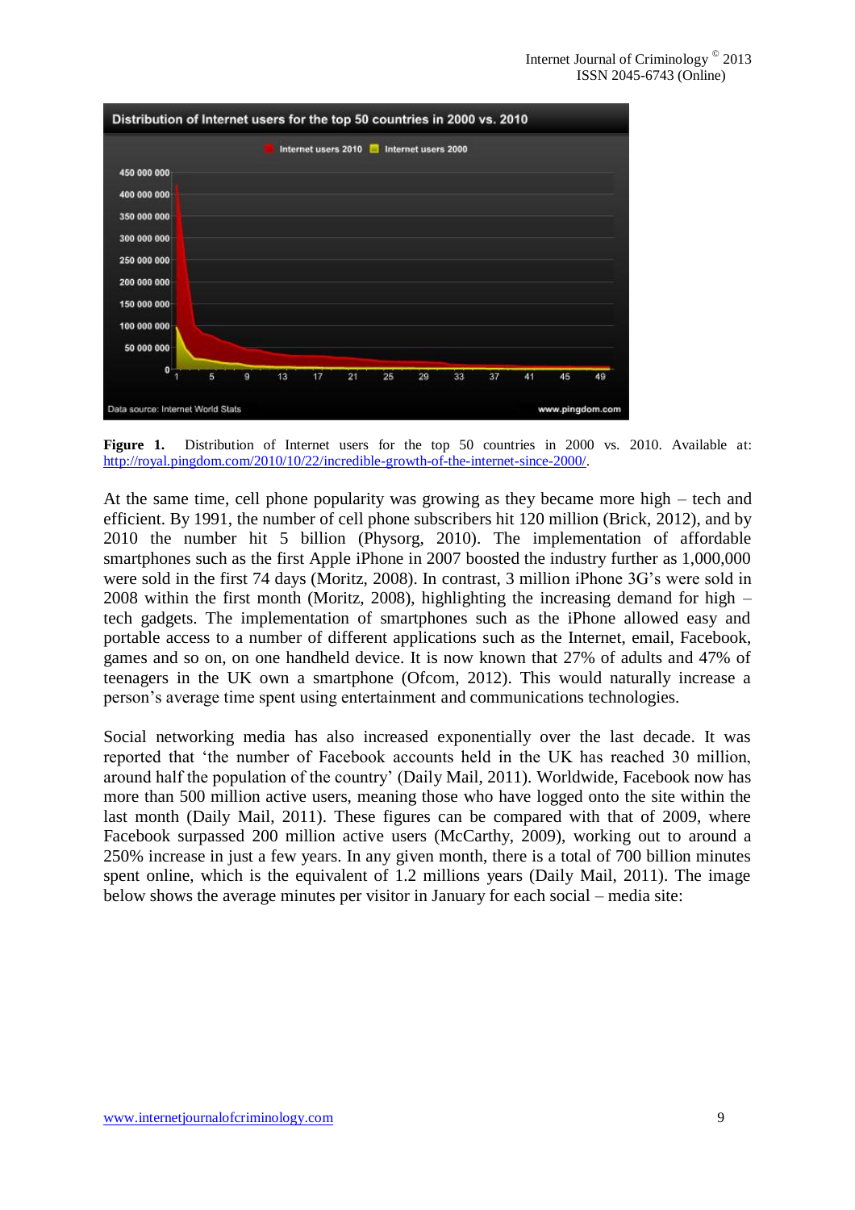**Figure 1.** Distribution of Internet users for the top 50 countries in 2000 vs. 2010. Available at: http://royal.pingdom.com/2010/10/22/incredible-growth-of-the-internet-since-2000/.

At the same time, cell phone popularity was growing as they became more high – tech and efficient. By 1991, the number of cell phone subscribers hit 120 million (Brick, 2012), and by 2010 the number hit 5 billion (Physorg, 2010). The implementation of affordable smartphones such as the first Apple iPhone in 2007 boosted the industry further as 1,000,000 were sold in the first 74 days (Moritz, 2008). In contrast, 3 million iPhone 3G's were sold in 2008 within the first month (Moritz, 2008), highlighting the increasing demand for high – tech gadgets. The implementation of smartphones such as the iPhone allowed easy and portable access to a number of different applications such as the Internet, email, Facebook, games and so on, on one handheld device. It is now known that 27% of adults and 47% of teenagers in the UK own a smartphone (Ofcom, 2012). This would naturally increase a person's average time spent using entertainment and communications technologies.

Social networking media has also increased exponentially over the last decade. It was reported that 'the number of Facebook accounts held in the UK has reached 30 million, around half the population of the country' (Daily Mail, 2011). Worldwide, Facebook now has more than 500 million active users, meaning those who have logged onto the site within the last month (Daily Mail, 2011). These figures can be compared with that of 2009, where Facebook surpassed 200 million active users (McCarthy, 2009), working out to around a 250% increase in just a few years. In any given month, there is a total of 700 billion minutes spent online, which is the equivalent of 1.2 millions years (Daily Mail, 2011). The image below shows the average minutes per visitor in January for each social – media site: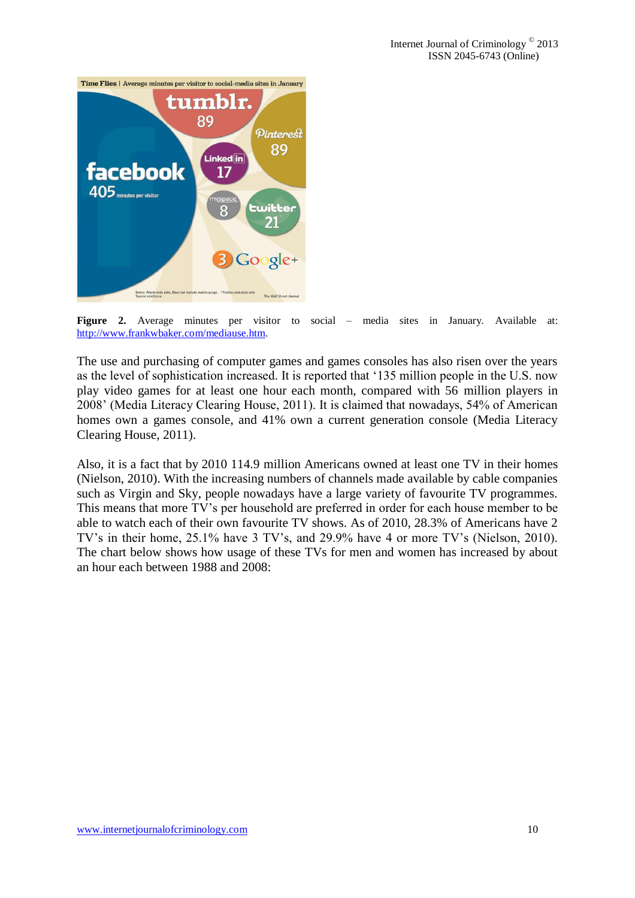**Figure 2.** Average minutes per visitor to social – media sites in January. Available at: http://www.frankwbaker.com/mediause.htm.

The use and purchasing of computer games and games consoles has also risen over the years as the level of sophistication increased. It is reported that '135 million people in the U.S. now play video games for at least one hour each month, compared with 56 million players in 2008' (Media Literacy Clearing House, 2011). It is claimed that nowadays, 54% of American homes own a games console, and 41% own a current generation console (Media Literacy Clearing House, 2011).

Also, it is a fact that by 2010 114.9 million Americans owned at least one TV in their homes (Nielson, 2010). With the increasing numbers of channels made available by cable companies such as Virgin and Sky, people nowadays have a large variety of favourite TV programmes. This means that more TV's per household are preferred in order for each house member to be able to watch each of their own favourite TV shows. As of 2010, 28.3% of Americans have 2 TV's in their home, 25.1% have 3 TV's, and 29.9% have 4 or more TV's (Nielson, 2010). The chart below shows how usage of these TVs for men and women has increased by about an hour each between 1988 and 2008: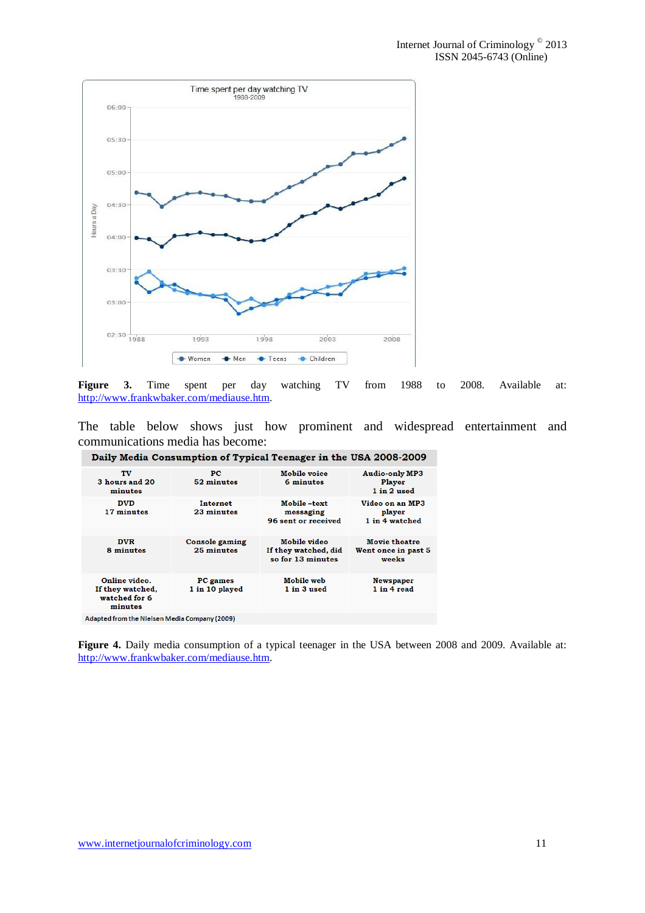**Figure 3.** Time spent per day watching TV from 1988 to 2008. Available at: http://www.frankwbaker.com/mediause.htm.

The table below shows just how prominent and widespread entertainment and communications media has become:

| Daily Media Consumption of Typical Teenager in the USA 2008-2009 | | | |
|---|---|---|---|
| TV<br>3 hours and 20 minutes | PC<br>52 minutes | Mobile voice<br>6 minutes | Audio-only MP3 Player<br>1 in 2 used |
| DVD<br>17 minutes | Internet<br>23 minutes | Mobile –text messaging<br>96 sent or received | Video on an MP3 player<br>1 in 4 watched |
| DVR<br>8 minutes | Console gaming<br>25 minutes | Mobile video<br>If they watched, did so for 13 minutes | Movie theatre<br>Went once in past 5 weeks |
| Online video.<br>If they watched, watched for 6 minutes | PC games<br>1 in 10 played | Mobile web<br>1 in 3 used | Newspaper<br>1 in 4 read |

Adapted from the Nielsen Media Company (2009)

**Figure 4.** Daily media consumption of a typical teenager in the USA between 2008 and 2009. Available at: http://www.frankwbaker.com/mediause.htm.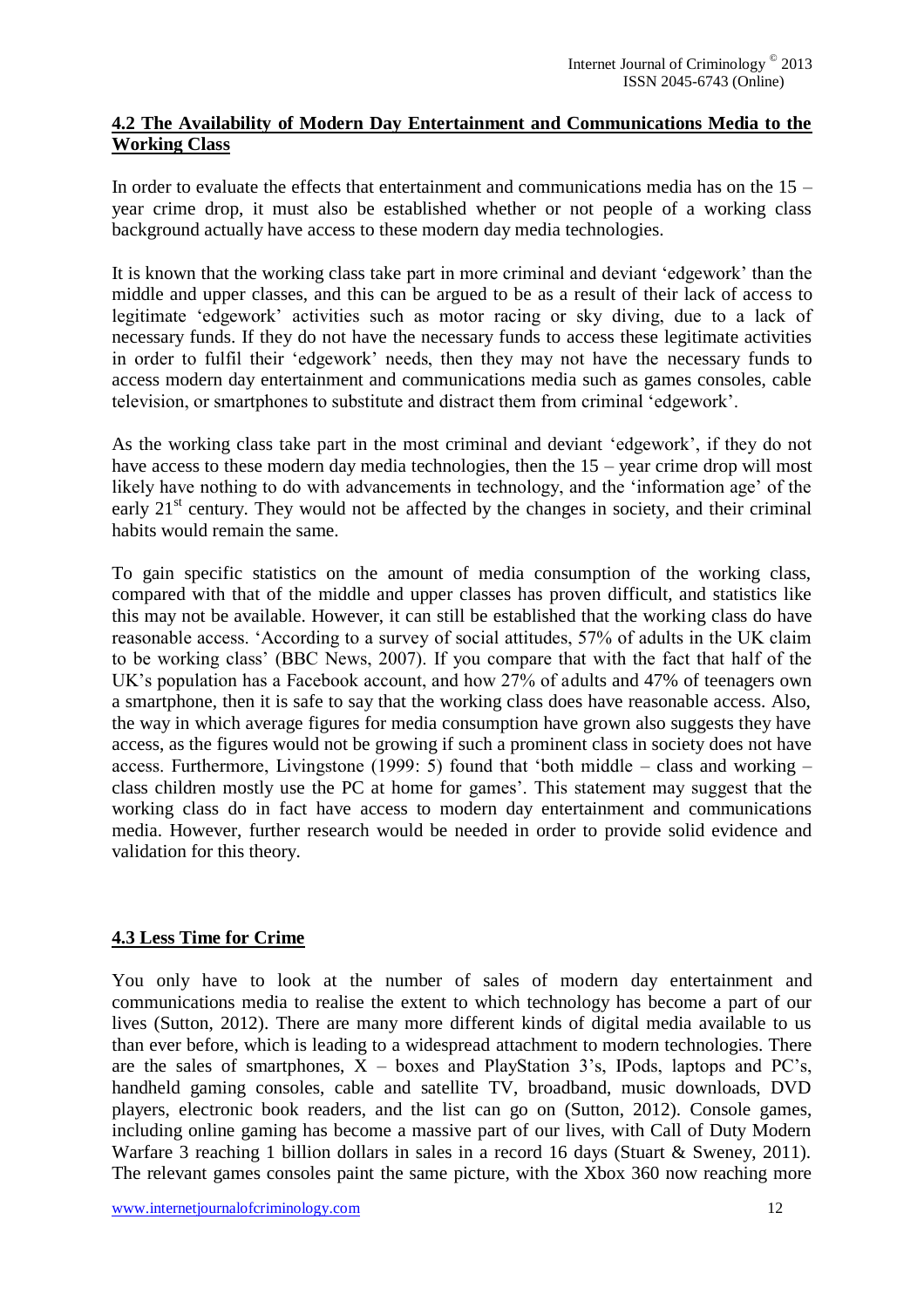## 4.2 The Availability of Modern Day Entertainment and Communications Media to the Working Class

In order to evaluate the effects that entertainment and communications media has on the 15 – year crime drop, it must also be established whether or not people of a working class background actually have access to these modern day media technologies.

It is known that the working class take part in more criminal and deviant 'edgework' than the middle and upper classes, and this can be argued to be as a result of their lack of access to legitimate 'edgework' activities such as motor racing or sky diving, due to a lack of necessary funds. If they do not have the necessary funds to access these legitimate activities in order to fulfil their 'edgework' needs, then they may not have the necessary funds to access modern day entertainment and communications media such as games consoles, cable television, or smartphones to substitute and distract them from criminal 'edgework'.

As the working class take part in the most criminal and deviant 'edgework', if they do not have access to these modern day media technologies, then the 15 – year crime drop will most likely have nothing to do with advancements in technology, and the 'information age' of the early 21st century. They would not be affected by the changes in society, and their criminal habits would remain the same.

To gain specific statistics on the amount of media consumption of the working class, compared with that of the middle and upper classes has proven difficult, and statistics like this may not be available. However, it can still be established that the working class do have reasonable access. 'According to a survey of social attitudes, 57% of adults in the UK claim to be working class' (BBC News, 2007). If you compare that with the fact that half of the UK's population has a Facebook account, and how 27% of adults and 47% of teenagers own a smartphone, then it is safe to say that the working class does have reasonable access. Also, the way in which average figures for media consumption have grown also suggests they have access, as the figures would not be growing if such a prominent class in society does not have access. Furthermore, Livingstone (1999: 5) found that 'both middle – class and working – class children mostly use the PC at home for games'. This statement may suggest that the working class do in fact have access to modern day entertainment and communications media. However, further research would be needed in order to provide solid evidence and validation for this theory.

## 4.3 Less Time for Crime

You only have to look at the number of sales of modern day entertainment and communications media to realise the extent to which technology has become a part of our lives (Sutton, 2012). There are many more different kinds of digital media available to us than ever before, which is leading to a widespread attachment to modern technologies. There are the sales of smartphones, X – boxes and PlayStation 3's, IPods, laptops and PC's, handheld gaming consoles, cable and satellite TV, broadband, music downloads, DVD players, electronic book readers, and the list can go on (Sutton, 2012). Console games, including online gaming has become a massive part of our lives, with Call of Duty Modern Warfare 3 reaching 1 billion dollars in sales in a record 16 days (Stuart & Sweney, 2011). The relevant games consoles paint the same picture, with the Xbox 360 now reaching more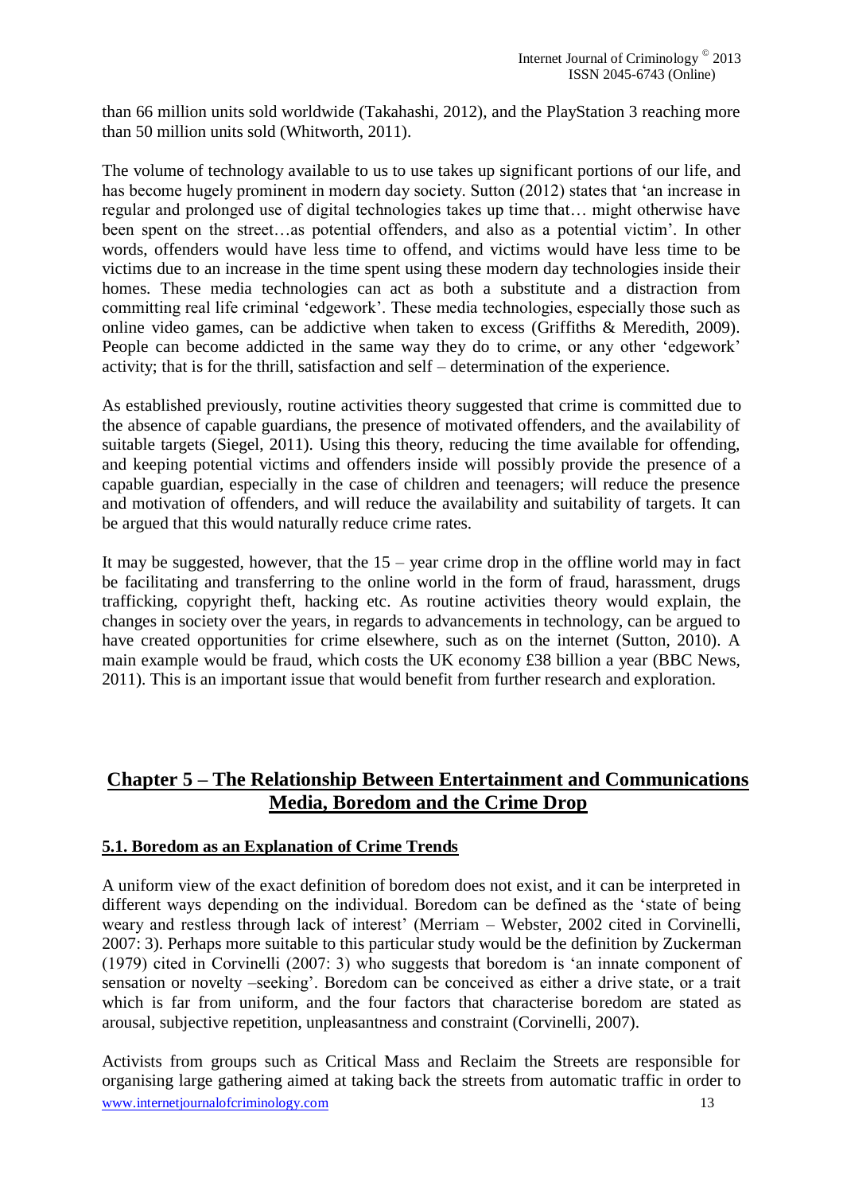than 66 million units sold worldwide (Takahashi, 2012), and the PlayStation 3 reaching more than 50 million units sold (Whitworth, 2011).

The volume of technology available to us to use takes up significant portions of our life, and has become hugely prominent in modern day society. Sutton (2012) states that 'an increase in regular and prolonged use of digital technologies takes up time that… might otherwise have been spent on the street…as potential offenders, and also as a potential victim'. In other words, offenders would have less time to offend, and victims would have less time to be victims due to an increase in the time spent using these modern day technologies inside their homes. These media technologies can act as both a substitute and a distraction from committing real life criminal 'edgework'. These media technologies, especially those such as online video games, can be addictive when taken to excess (Griffiths & Meredith, 2009). People can become addicted in the same way they do to crime, or any other 'edgework' activity; that is for the thrill, satisfaction and self – determination of the experience.

As established previously, routine activities theory suggested that crime is committed due to the absence of capable guardians, the presence of motivated offenders, and the availability of suitable targets (Siegel, 2011). Using this theory, reducing the time available for offending, and keeping potential victims and offenders inside will possibly provide the presence of a capable guardian, especially in the case of children and teenagers; will reduce the presence and motivation of offenders, and will reduce the availability and suitability of targets. It can be argued that this would naturally reduce crime rates.

It may be suggested, however, that the 15 – year crime drop in the offline world may in fact be facilitating and transferring to the online world in the form of fraud, harassment, drugs trafficking, copyright theft, hacking etc. As routine activities theory would explain, the changes in society over the years, in regards to advancements in technology, can be argued to have created opportunities for crime elsewhere, such as on the internet (Sutton, 2010). A main example would be fraud, which costs the UK economy £38 billion a year (BBC News, 2011). This is an important issue that would benefit from further research and exploration.

## Chapter 5 – The Relationship Between Entertainment and Communications Media, Boredom and the Crime Drop

### 5.1. Boredom as an Explanation of Crime Trends

A uniform view of the exact definition of boredom does not exist, and it can be interpreted in different ways depending on the individual. Boredom can be defined as the 'state of being weary and restless through lack of interest' (Merriam – Webster, 2002 cited in Corvinelli, 2007: 3). Perhaps more suitable to this particular study would be the definition by Zuckerman (1979) cited in Corvinelli (2007: 3) who suggests that boredom is 'an innate component of sensation or novelty –seeking'. Boredom can be conceived as either a drive state, or a trait which is far from uniform, and the four factors that characterise boredom are stated as arousal, subjective repetition, unpleasantness and constraint (Corvinelli, 2007).

Activists from groups such as Critical Mass and Reclaim the Streets are responsible for organising large gathering aimed at taking back the streets from automatic traffic in order to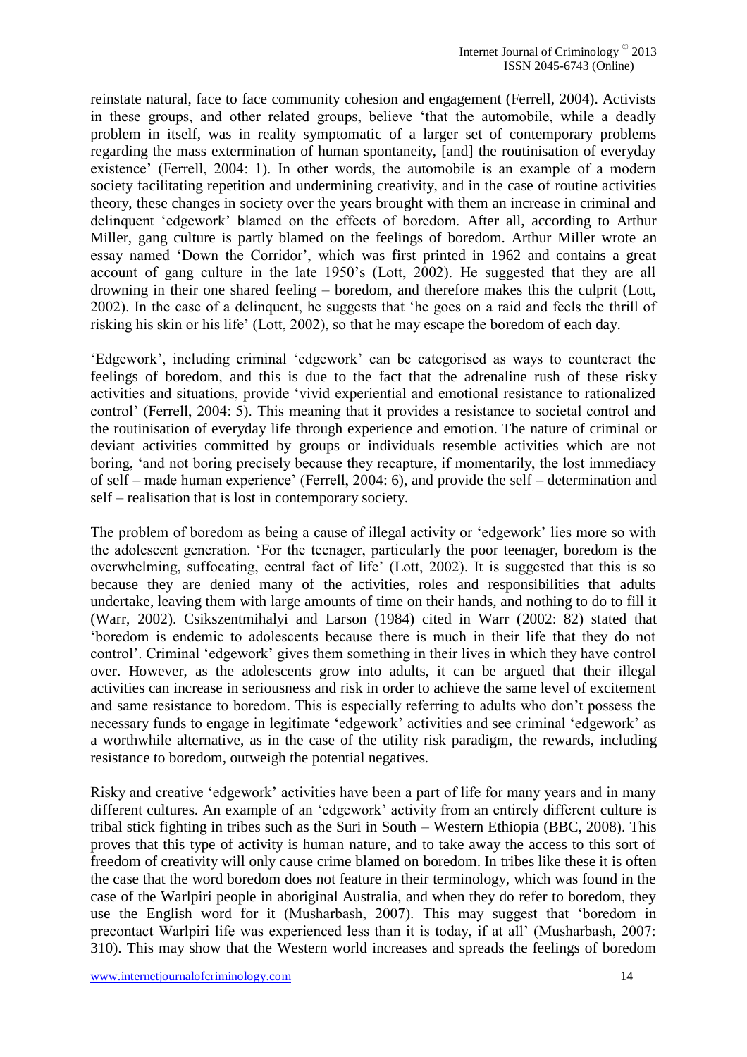reinstate natural, face to face community cohesion and engagement (Ferrell, 2004). Activists in these groups, and other related groups, believe 'that the automobile, while a deadly problem in itself, was in reality symptomatic of a larger set of contemporary problems regarding the mass extermination of human spontaneity, [and] the routinisation of everyday existence' (Ferrell, 2004: 1). In other words, the automobile is an example of a modern society facilitating repetition and undermining creativity, and in the case of routine activities theory, these changes in society over the years brought with them an increase in criminal and delinquent 'edgework' blamed on the effects of boredom. After all, according to Arthur Miller, gang culture is partly blamed on the feelings of boredom. Arthur Miller wrote an essay named 'Down the Corridor', which was first printed in 1962 and contains a great account of gang culture in the late 1950's (Lott, 2002). He suggested that they are all drowning in their one shared feeling – boredom, and therefore makes this the culprit (Lott, 2002). In the case of a delinquent, he suggests that 'he goes on a raid and feels the thrill of risking his skin or his life' (Lott, 2002), so that he may escape the boredom of each day.

'Edgework', including criminal 'edgework' can be categorised as ways to counteract the feelings of boredom, and this is due to the fact that the adrenaline rush of these risky activities and situations, provide 'vivid experiential and emotional resistance to rationalized control' (Ferrell, 2004: 5). This meaning that it provides a resistance to societal control and the routinisation of everyday life through experience and emotion. The nature of criminal or deviant activities committed by groups or individuals resemble activities which are not boring, 'and not boring precisely because they recapture, if momentarily, the lost immediacy of self – made human experience' (Ferrell, 2004: 6), and provide the self – determination and self – realisation that is lost in contemporary society.

The problem of boredom as being a cause of illegal activity or 'edgework' lies more so with the adolescent generation. 'For the teenager, particularly the poor teenager, boredom is the overwhelming, suffocating, central fact of life' (Lott, 2002). It is suggested that this is so because they are denied many of the activities, roles and responsibilities that adults undertake, leaving them with large amounts of time on their hands, and nothing to do to fill it (Warr, 2002). Csikszentmihalyi and Larson (1984) cited in Warr (2002: 82) stated that 'boredom is endemic to adolescents because there is much in their life that they do not control'. Criminal 'edgework' gives them something in their lives in which they have control over. However, as the adolescents grow into adults, it can be argued that their illegal activities can increase in seriousness and risk in order to achieve the same level of excitement and same resistance to boredom. This is especially referring to adults who don't possess the necessary funds to engage in legitimate 'edgework' activities and see criminal 'edgework' as a worthwhile alternative, as in the case of the utility risk paradigm, the rewards, including resistance to boredom, outweigh the potential negatives.

Risky and creative 'edgework' activities have been a part of life for many years and in many different cultures. An example of an 'edgework' activity from an entirely different culture is tribal stick fighting in tribes such as the Suri in South – Western Ethiopia (BBC, 2008). This proves that this type of activity is human nature, and to take away the access to this sort of freedom of creativity will only cause crime blamed on boredom. In tribes like these it is often the case that the word boredom does not feature in their terminology, which was found in the case of the Warlpiri people in aboriginal Australia, and when they do refer to boredom, they use the English word for it (Musharbash, 2007). This may suggest that 'boredom in precontact Warlpiri life was experienced less than it is today, if at all' (Musharbash, 2007: 310). This may show that the Western world increases and spreads the feelings of boredom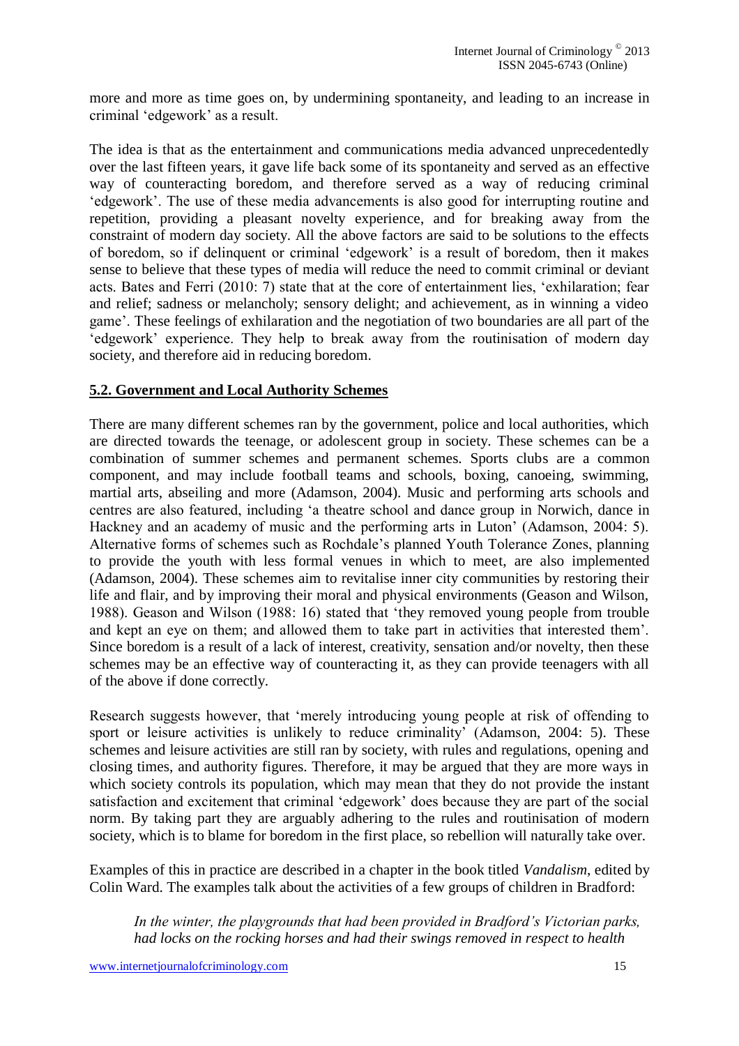more and more as time goes on, by undermining spontaneity, and leading to an increase in criminal 'edgework' as a result.

The idea is that as the entertainment and communications media advanced unprecedentedly over the last fifteen years, it gave life back some of its spontaneity and served as an effective way of counteracting boredom, and therefore served as a way of reducing criminal 'edgework'. The use of these media advancements is also good for interrupting routine and repetition, providing a pleasant novelty experience, and for breaking away from the constraint of modern day society. All the above factors are said to be solutions to the effects of boredom, so if delinquent or criminal 'edgework' is a result of boredom, then it makes sense to believe that these types of media will reduce the need to commit criminal or deviant acts. Bates and Ferri (2010: 7) state that at the core of entertainment lies, 'exhilaration; fear and relief; sadness or melancholy; sensory delight; and achievement, as in winning a video game'. These feelings of exhilaration and the negotiation of two boundaries are all part of the 'edgework' experience. They help to break away from the routinisation of modern day society, and therefore aid in reducing boredom.

## 5.2. Government and Local Authority Schemes

There are many different schemes ran by the government, police and local authorities, which are directed towards the teenage, or adolescent group in society. These schemes can be a combination of summer schemes and permanent schemes. Sports clubs are a common component, and may include football teams and schools, boxing, canoeing, swimming, martial arts, abseiling and more (Adamson, 2004). Music and performing arts schools and centres are also featured, including 'a theatre school and dance group in Norwich, dance in Hackney and an academy of music and the performing arts in Luton' (Adamson, 2004: 5). Alternative forms of schemes such as Rochdale's planned Youth Tolerance Zones, planning to provide the youth with less formal venues in which to meet, are also implemented (Adamson, 2004). These schemes aim to revitalise inner city communities by restoring their life and flair, and by improving their moral and physical environments (Geason and Wilson, 1988). Geason and Wilson (1988: 16) stated that 'they removed young people from trouble and kept an eye on them; and allowed them to take part in activities that interested them'. Since boredom is a result of a lack of interest, creativity, sensation and/or novelty, then these schemes may be an effective way of counteracting it, as they can provide teenagers with all of the above if done correctly.

Research suggests however, that 'merely introducing young people at risk of offending to sport or leisure activities is unlikely to reduce criminality' (Adamson, 2004: 5). These schemes and leisure activities are still ran by society, with rules and regulations, opening and closing times, and authority figures. Therefore, it may be argued that they are more ways in which society controls its population, which may mean that they do not provide the instant satisfaction and excitement that criminal 'edgework' does because they are part of the social norm. By taking part they are arguably adhering to the rules and routinisation of modern society, which is to blame for boredom in the first place, so rebellion will naturally take over.

Examples of this in practice are described in a chapter in the book titled *Vandalism*, edited by Colin Ward. The examples talk about the activities of a few groups of children in Bradford:

> *In the winter, the playgrounds that had been provided in Bradford's Victorian parks, had locks on the rocking horses and had their swings removed in respect to health*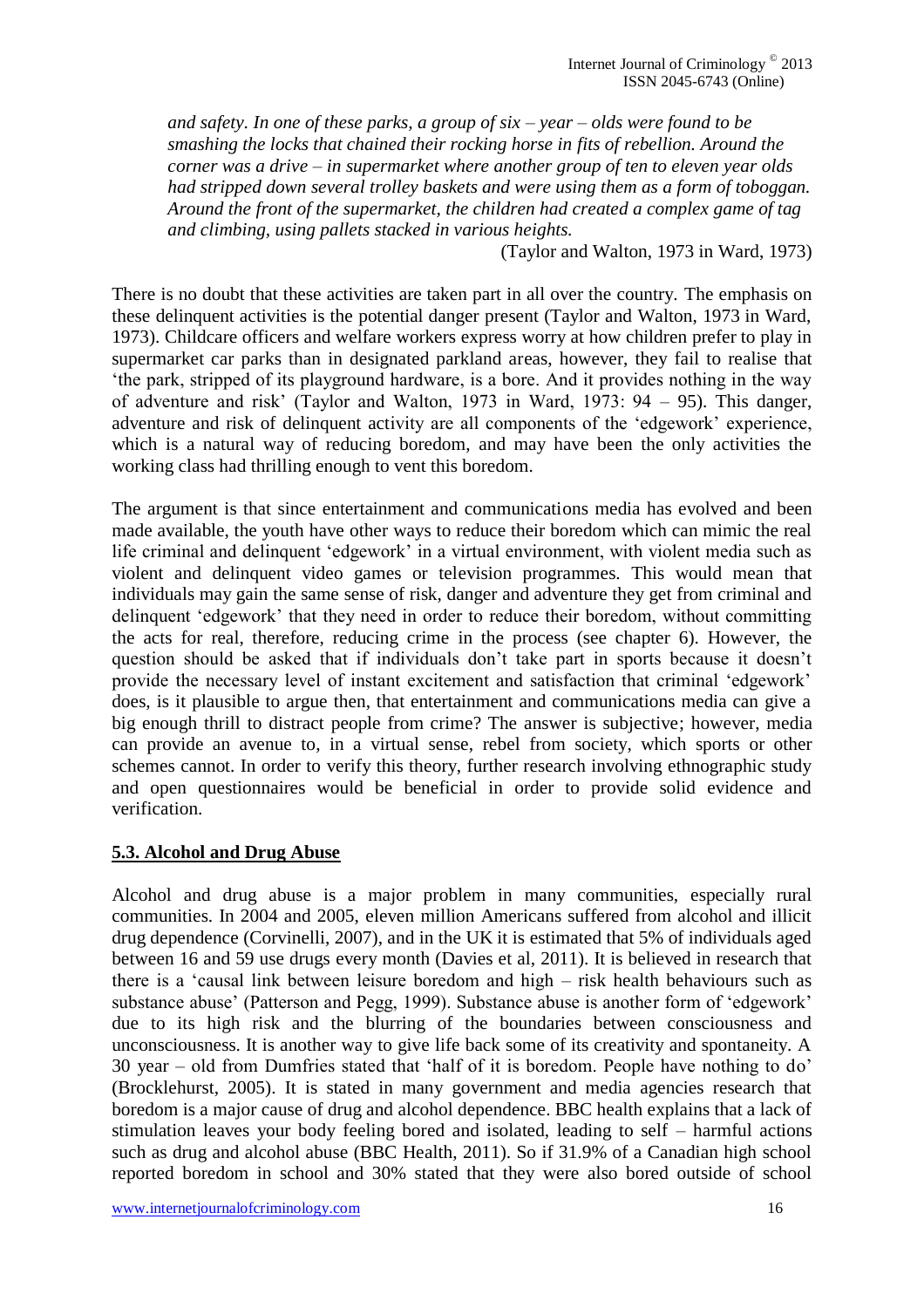*and safety. In one of these parks, a group of six – year – olds were found to be smashing the locks that chained their rocking horse in fits of rebellion. Around the corner was a drive – in supermarket where another group of ten to eleven year olds had stripped down several trolley baskets and were using them as a form of toboggan. Around the front of the supermarket, the children had created a complex game of tag and climbing, using pallets stacked in various heights.*

(Taylor and Walton, 1973 in Ward, 1973)

There is no doubt that these activities are taken part in all over the country. The emphasis on these delinquent activities is the potential danger present (Taylor and Walton, 1973 in Ward, 1973). Childcare officers and welfare workers express worry at how children prefer to play in supermarket car parks than in designated parkland areas, however, they fail to realise that 'the park, stripped of its playground hardware, is a bore. And it provides nothing in the way of adventure and risk' (Taylor and Walton, 1973 in Ward, 1973: 94 – 95). This danger, adventure and risk of delinquent activity are all components of the 'edgework' experience, which is a natural way of reducing boredom, and may have been the only activities the working class had thrilling enough to vent this boredom.

The argument is that since entertainment and communications media has evolved and been made available, the youth have other ways to reduce their boredom which can mimic the real life criminal and delinquent 'edgework' in a virtual environment, with violent media such as violent and delinquent video games or television programmes. This would mean that individuals may gain the same sense of risk, danger and adventure they get from criminal and delinquent 'edgework' that they need in order to reduce their boredom, without committing the acts for real, therefore, reducing crime in the process (see chapter 6). However, the question should be asked that if individuals don't take part in sports because it doesn't provide the necessary level of instant excitement and satisfaction that criminal 'edgework' does, is it plausible to argue then, that entertainment and communications media can give a big enough thrill to distract people from crime? The answer is subjective; however, media can provide an avenue to, in a virtual sense, rebel from society, which sports or other schemes cannot. In order to verify this theory, further research involving ethnographic study and open questionnaires would be beneficial in order to provide solid evidence and verification.

## 5.3. Alcohol and Drug Abuse

Alcohol and drug abuse is a major problem in many communities, especially rural communities. In 2004 and 2005, eleven million Americans suffered from alcohol and illicit drug dependence (Corvinelli, 2007), and in the UK it is estimated that 5% of individuals aged between 16 and 59 use drugs every month (Davies et al, 2011). It is believed in research that there is a 'causal link between leisure boredom and high – risk health behaviours such as substance abuse' (Patterson and Pegg, 1999). Substance abuse is another form of 'edgework' due to its high risk and the blurring of the boundaries between consciousness and unconsciousness. It is another way to give life back some of its creativity and spontaneity. A 30 year – old from Dumfries stated that 'half of it is boredom. People have nothing to do' (Brocklehurst, 2005). It is stated in many government and media agencies research that boredom is a major cause of drug and alcohol dependence. BBC health explains that a lack of stimulation leaves your body feeling bored and isolated, leading to self – harmful actions such as drug and alcohol abuse (BBC Health, 2011). So if 31.9% of a Canadian high school reported boredom in school and 30% stated that they were also bored outside of school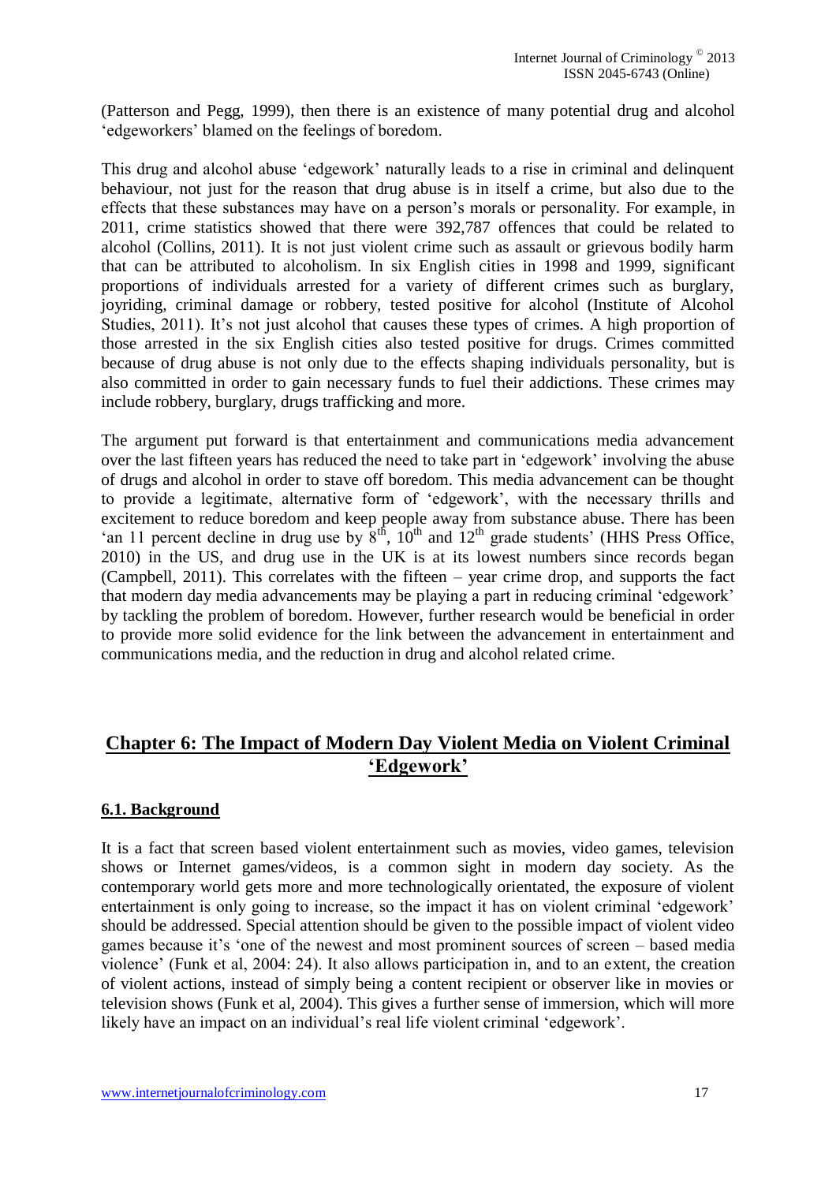(Patterson and Pegg, 1999), then there is an existence of many potential drug and alcohol 'edgeworkers' blamed on the feelings of boredom.

This drug and alcohol abuse 'edgework' naturally leads to a rise in criminal and delinquent behaviour, not just for the reason that drug abuse is in itself a crime, but also due to the effects that these substances may have on a person's morals or personality. For example, in 2011, crime statistics showed that there were 392,787 offences that could be related to alcohol (Collins, 2011). It is not just violent crime such as assault or grievous bodily harm that can be attributed to alcoholism. In six English cities in 1998 and 1999, significant proportions of individuals arrested for a variety of different crimes such as burglary, joyriding, criminal damage or robbery, tested positive for alcohol (Institute of Alcohol Studies, 2011). It's not just alcohol that causes these types of crimes. A high proportion of those arrested in the six English cities also tested positive for drugs. Crimes committed because of drug abuse is not only due to the effects shaping individuals personality, but is also committed in order to gain necessary funds to fuel their addictions. These crimes may include robbery, burglary, drugs trafficking and more.

The argument put forward is that entertainment and communications media advancement over the last fifteen years has reduced the need to take part in 'edgework' involving the abuse of drugs and alcohol in order to stave off boredom. This media advancement can be thought to provide a legitimate, alternative form of 'edgework', with the necessary thrills and excitement to reduce boredom and keep people away from substance abuse. There has been 'an 11 percent decline in drug use by 8th, 10th and 12th grade students' (HHS Press Office, 2010) in the US, and drug use in the UK is at its lowest numbers since records began (Campbell, 2011). This correlates with the fifteen – year crime drop, and supports the fact that modern day media advancements may be playing a part in reducing criminal 'edgework' by tackling the problem of boredom. However, further research would be beneficial in order to provide more solid evidence for the link between the advancement in entertainment and communications media, and the reduction in drug and alcohol related crime.

## Chapter 6: The Impact of Modern Day Violent Media on Violent Criminal 'Edgework'

### 6.1. Background

It is a fact that screen based violent entertainment such as movies, video games, television shows or Internet games/videos, is a common sight in modern day society. As the contemporary world gets more and more technologically orientated, the exposure of violent entertainment is only going to increase, so the impact it has on violent criminal 'edgework' should be addressed. Special attention should be given to the possible impact of violent video games because it's 'one of the newest and most prominent sources of screen – based media violence' (Funk et al, 2004: 24). It also allows participation in, and to an extent, the creation of violent actions, instead of simply being a content recipient or observer like in movies or television shows (Funk et al, 2004). This gives a further sense of immersion, which will more likely have an impact on an individual's real life violent criminal 'edgework'.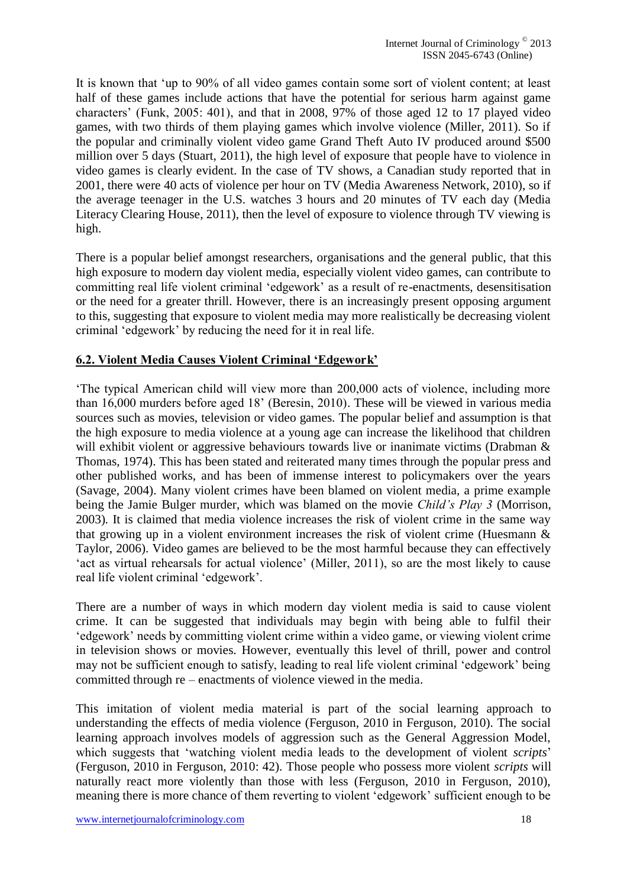It is known that 'up to 90% of all video games contain some sort of violent content; at least half of these games include actions that have the potential for serious harm against game characters' (Funk, 2005: 401), and that in 2008, 97% of those aged 12 to 17 played video games, with two thirds of them playing games which involve violence (Miller, 2011). So if the popular and criminally violent video game Grand Theft Auto IV produced around $500 million over 5 days (Stuart, 2011), the high level of exposure that people have to violence in video games is clearly evident. In the case of TV shows, a Canadian study reported that in 2001, there were 40 acts of violence per hour on TV (Media Awareness Network, 2010), so if the average teenager in the U.S. watches 3 hours and 20 minutes of TV each day (Media Literacy Clearing House, 2011), then the level of exposure to violence through TV viewing is high.

There is a popular belief amongst researchers, organisations and the general public, that this high exposure to modern day violent media, especially violent video games, can contribute to committing real life violent criminal 'edgework' as a result of re-enactments, desensitisation or the need for a greater thrill. However, there is an increasingly present opposing argument to this, suggesting that exposure to violent media may more realistically be decreasing violent criminal 'edgework' by reducing the need for it in real life.

## 6.2. Violent Media Causes Violent Criminal 'Edgework'

'The typical American child will view more than 200,000 acts of violence, including more than 16,000 murders before aged 18' (Beresin, 2010). These will be viewed in various media sources such as movies, television or video games. The popular belief and assumption is that the high exposure to media violence at a young age can increase the likelihood that children will exhibit violent or aggressive behaviours towards live or inanimate victims (Drabman & Thomas, 1974). This has been stated and reiterated many times through the popular press and other published works, and has been of immense interest to policymakers over the years (Savage, 2004). Many violent crimes have been blamed on violent media, a prime example being the Jamie Bulger murder, which was blamed on the movie *Child's Play 3* (Morrison, 2003). It is claimed that media violence increases the risk of violent crime in the same way that growing up in a violent environment increases the risk of violent crime (Huesmann & Taylor, 2006). Video games are believed to be the most harmful because they can effectively 'act as virtual rehearsals for actual violence' (Miller, 2011), so are the most likely to cause real life violent criminal 'edgework'.

There are a number of ways in which modern day violent media is said to cause violent crime. It can be suggested that individuals may begin with being able to fulfil their 'edgework' needs by committing violent crime within a video game, or viewing violent crime in television shows or movies. However, eventually this level of thrill, power and control may not be sufficient enough to satisfy, leading to real life violent criminal 'edgework' being committed through re – enactments of violence viewed in the media.

This imitation of violent media material is part of the social learning approach to understanding the effects of media violence (Ferguson, 2010 in Ferguson, 2010). The social learning approach involves models of aggression such as the General Aggression Model, which suggests that 'watching violent media leads to the development of violent *scripts*' (Ferguson, 2010 in Ferguson, 2010: 42). Those people who possess more violent *scripts* will naturally react more violently than those with less (Ferguson, 2010 in Ferguson, 2010), meaning there is more chance of them reverting to violent 'edgework' sufficient enough to be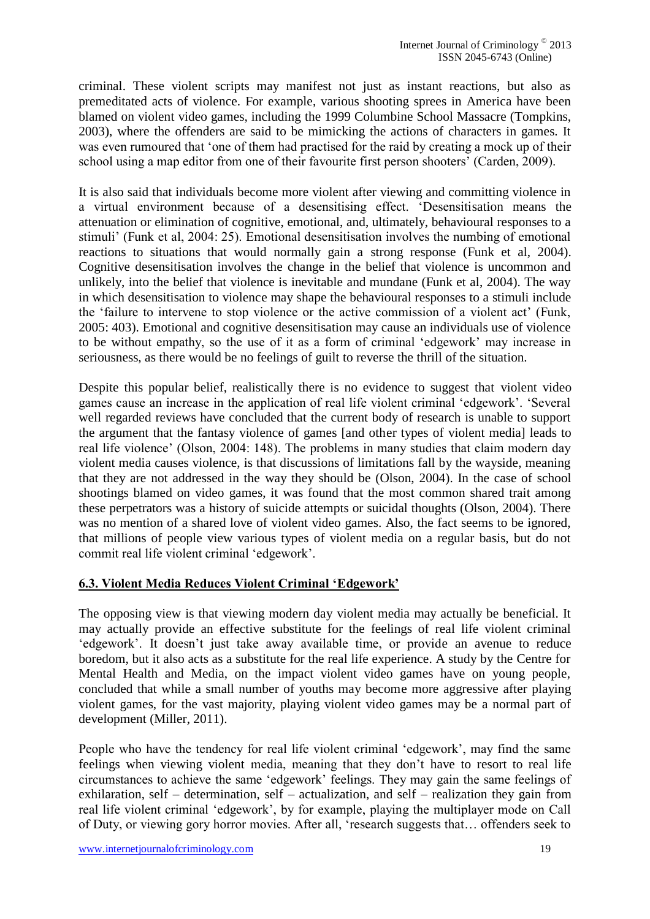criminal. These violent scripts may manifest not just as instant reactions, but also as premeditated acts of violence. For example, various shooting sprees in America have been blamed on violent video games, including the 1999 Columbine School Massacre (Tompkins, 2003), where the offenders are said to be mimicking the actions of characters in games. It was even rumoured that 'one of them had practised for the raid by creating a mock up of their school using a map editor from one of their favourite first person shooters' (Carden, 2009).

It is also said that individuals become more violent after viewing and committing violence in a virtual environment because of a desensitising effect. 'Desensitisation means the attenuation or elimination of cognitive, emotional, and, ultimately, behavioural responses to a stimuli' (Funk et al, 2004: 25). Emotional desensitisation involves the numbing of emotional reactions to situations that would normally gain a strong response (Funk et al, 2004). Cognitive desensitisation involves the change in the belief that violence is uncommon and unlikely, into the belief that violence is inevitable and mundane (Funk et al, 2004). The way in which desensitisation to violence may shape the behavioural responses to a stimuli include the 'failure to intervene to stop violence or the active commission of a violent act' (Funk, 2005: 403). Emotional and cognitive desensitisation may cause an individuals use of violence to be without empathy, so the use of it as a form of criminal 'edgework' may increase in seriousness, as there would be no feelings of guilt to reverse the thrill of the situation.

Despite this popular belief, realistically there is no evidence to suggest that violent video games cause an increase in the application of real life violent criminal 'edgework'. 'Several well regarded reviews have concluded that the current body of research is unable to support the argument that the fantasy violence of games [and other types of violent media] leads to real life violence' (Olson, 2004: 148). The problems in many studies that claim modern day violent media causes violence, is that discussions of limitations fall by the wayside, meaning that they are not addressed in the way they should be (Olson, 2004). In the case of school shootings blamed on video games, it was found that the most common shared trait among these perpetrators was a history of suicide attempts or suicidal thoughts (Olson, 2004). There was no mention of a shared love of violent video games. Also, the fact seems to be ignored, that millions of people view various types of violent media on a regular basis, but do not commit real life violent criminal 'edgework'.

### 6.3. Violent Media Reduces Violent Criminal 'Edgework'

The opposing view is that viewing modern day violent media may actually be beneficial. It may actually provide an effective substitute for the feelings of real life violent criminal 'edgework'. It doesn't just take away available time, or provide an avenue to reduce boredom, but it also acts as a substitute for the real life experience. A study by the Centre for Mental Health and Media, on the impact violent video games have on young people, concluded that while a small number of youths may become more aggressive after playing violent games, for the vast majority, playing violent video games may be a normal part of development (Miller, 2011).

People who have the tendency for real life violent criminal 'edgework', may find the same feelings when viewing violent media, meaning that they don't have to resort to real life circumstances to achieve the same 'edgework' feelings. They may gain the same feelings of exhilaration, self – determination, self – actualization, and self – realization they gain from real life violent criminal 'edgework', by for example, playing the multiplayer mode on Call of Duty, or viewing gory horror movies. After all, 'research suggests that… offenders seek to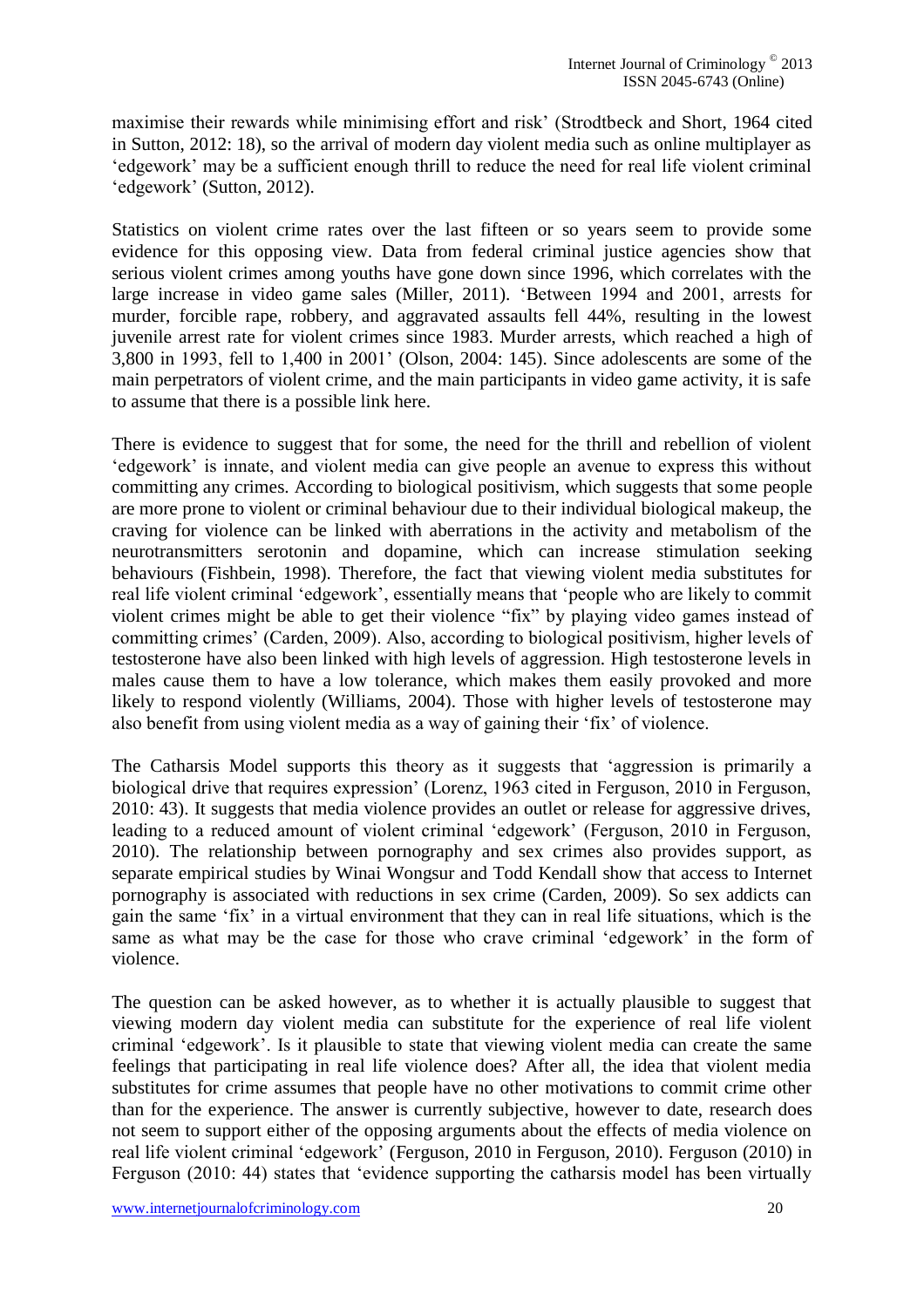maximise their rewards while minimising effort and risk' (Strodtbeck and Short, 1964 cited in Sutton, 2012: 18), so the arrival of modern day violent media such as online multiplayer as 'edgework' may be a sufficient enough thrill to reduce the need for real life violent criminal 'edgework' (Sutton, 2012).

Statistics on violent crime rates over the last fifteen or so years seem to provide some evidence for this opposing view. Data from federal criminal justice agencies show that serious violent crimes among youths have gone down since 1996, which correlates with the large increase in video game sales (Miller, 2011). 'Between 1994 and 2001, arrests for murder, forcible rape, robbery, and aggravated assaults fell 44%, resulting in the lowest juvenile arrest rate for violent crimes since 1983. Murder arrests, which reached a high of 3,800 in 1993, fell to 1,400 in 2001' (Olson, 2004: 145). Since adolescents are some of the main perpetrators of violent crime, and the main participants in video game activity, it is safe to assume that there is a possible link here.

There is evidence to suggest that for some, the need for the thrill and rebellion of violent 'edgework' is innate, and violent media can give people an avenue to express this without committing any crimes. According to biological positivism, which suggests that some people are more prone to violent or criminal behaviour due to their individual biological makeup, the craving for violence can be linked with aberrations in the activity and metabolism of the neurotransmitters serotonin and dopamine, which can increase stimulation seeking behaviours (Fishbein, 1998). Therefore, the fact that viewing violent media substitutes for real life violent criminal 'edgework', essentially means that 'people who are likely to commit violent crimes might be able to get their violence "fix" by playing video games instead of committing crimes' (Carden, 2009). Also, according to biological positivism, higher levels of testosterone have also been linked with high levels of aggression. High testosterone levels in males cause them to have a low tolerance, which makes them easily provoked and more likely to respond violently (Williams, 2004). Those with higher levels of testosterone may also benefit from using violent media as a way of gaining their 'fix' of violence.

The Catharsis Model supports this theory as it suggests that 'aggression is primarily a biological drive that requires expression' (Lorenz, 1963 cited in Ferguson, 2010 in Ferguson, 2010: 43). It suggests that media violence provides an outlet or release for aggressive drives, leading to a reduced amount of violent criminal 'edgework' (Ferguson, 2010 in Ferguson, 2010). The relationship between pornography and sex crimes also provides support, as separate empirical studies by Winai Wongsur and Todd Kendall show that access to Internet pornography is associated with reductions in sex crime (Carden, 2009). So sex addicts can gain the same 'fix' in a virtual environment that they can in real life situations, which is the same as what may be the case for those who crave criminal 'edgework' in the form of violence.

The question can be asked however, as to whether it is actually plausible to suggest that viewing modern day violent media can substitute for the experience of real life violent criminal 'edgework'. Is it plausible to state that viewing violent media can create the same feelings that participating in real life violence does? After all, the idea that violent media substitutes for crime assumes that people have no other motivations to commit crime other than for the experience. The answer is currently subjective, however to date, research does not seem to support either of the opposing arguments about the effects of media violence on real life violent criminal 'edgework' (Ferguson, 2010 in Ferguson, 2010). Ferguson (2010) in Ferguson (2010: 44) states that 'evidence supporting the catharsis model has been virtually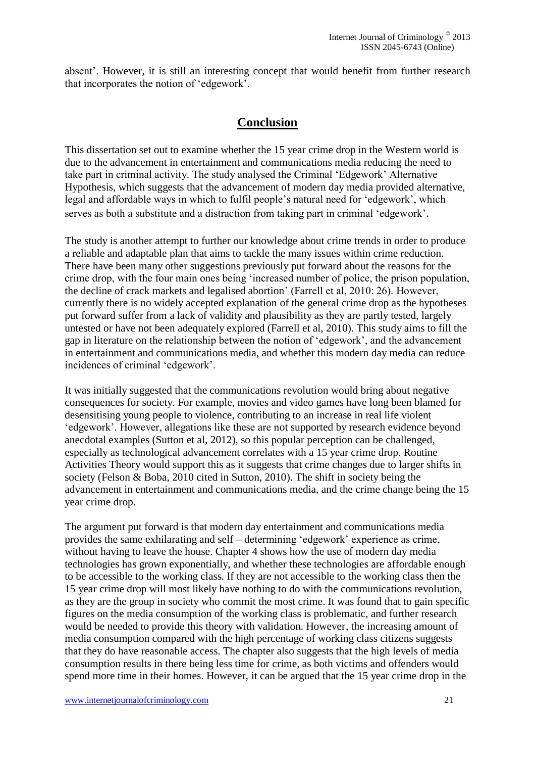absent'. However, it is still an interesting concept that would benefit from further research that incorporates the notion of 'edgework'.

## Conclusion

This dissertation set out to examine whether the 15 year crime drop in the Western world is due to the advancement in entertainment and communications media reducing the need to take part in criminal activity. The study analysed the Criminal 'Edgework' Alternative Hypothesis, which suggests that the advancement of modern day media provided alternative, legal and affordable ways in which to fulfil people's natural need for 'edgework', which serves as both a substitute and a distraction from taking part in criminal 'edgework'.

The study is another attempt to further our knowledge about crime trends in order to produce a reliable and adaptable plan that aims to tackle the many issues within crime reduction. There have been many other suggestions previously put forward about the reasons for the crime drop, with the four main ones being 'increased number of police, the prison population, the decline of crack markets and legalised abortion' (Farrell et al, 2010: 26). However, currently there is no widely accepted explanation of the general crime drop as the hypotheses put forward suffer from a lack of validity and plausibility as they are partly tested, largely untested or have not been adequately explored (Farrell et al, 2010). This study aims to fill the gap in literature on the relationship between the notion of 'edgework', and the advancement in entertainment and communications media, and whether this modern day media can reduce incidences of criminal 'edgework'.

It was initially suggested that the communications revolution would bring about negative consequences for society. For example, movies and video games have long been blamed for desensitising young people to violence, contributing to an increase in real life violent 'edgework'. However, allegations like these are not supported by research evidence beyond anecdotal examples (Sutton et al, 2012), so this popular perception can be challenged, especially as technological advancement correlates with a 15 year crime drop. Routine Activities Theory would support this as it suggests that crime changes due to larger shifts in society (Felson & Boba, 2010 cited in Sutton, 2010). The shift in society being the advancement in entertainment and communications media, and the crime change being the 15 year crime drop.

The argument put forward is that modern day entertainment and communications media provides the same exhilarating and self – determining 'edgework' experience as crime, without having to leave the house. Chapter 4 shows how the use of modern day media technologies has grown exponentially, and whether these technologies are affordable enough to be accessible to the working class. If they are not accessible to the working class then the 15 year crime drop will most likely have nothing to do with the communications revolution, as they are the group in society who commit the most crime. It was found that to gain specific figures on the media consumption of the working class is problematic, and further research would be needed to provide this theory with validation. However, the increasing amount of media consumption compared with the high percentage of working class citizens suggests that they do have reasonable access. The chapter also suggests that the high levels of media consumption results in there being less time for crime, as both victims and offenders would spend more time in their homes. However, it can be argued that the 15 year crime drop in the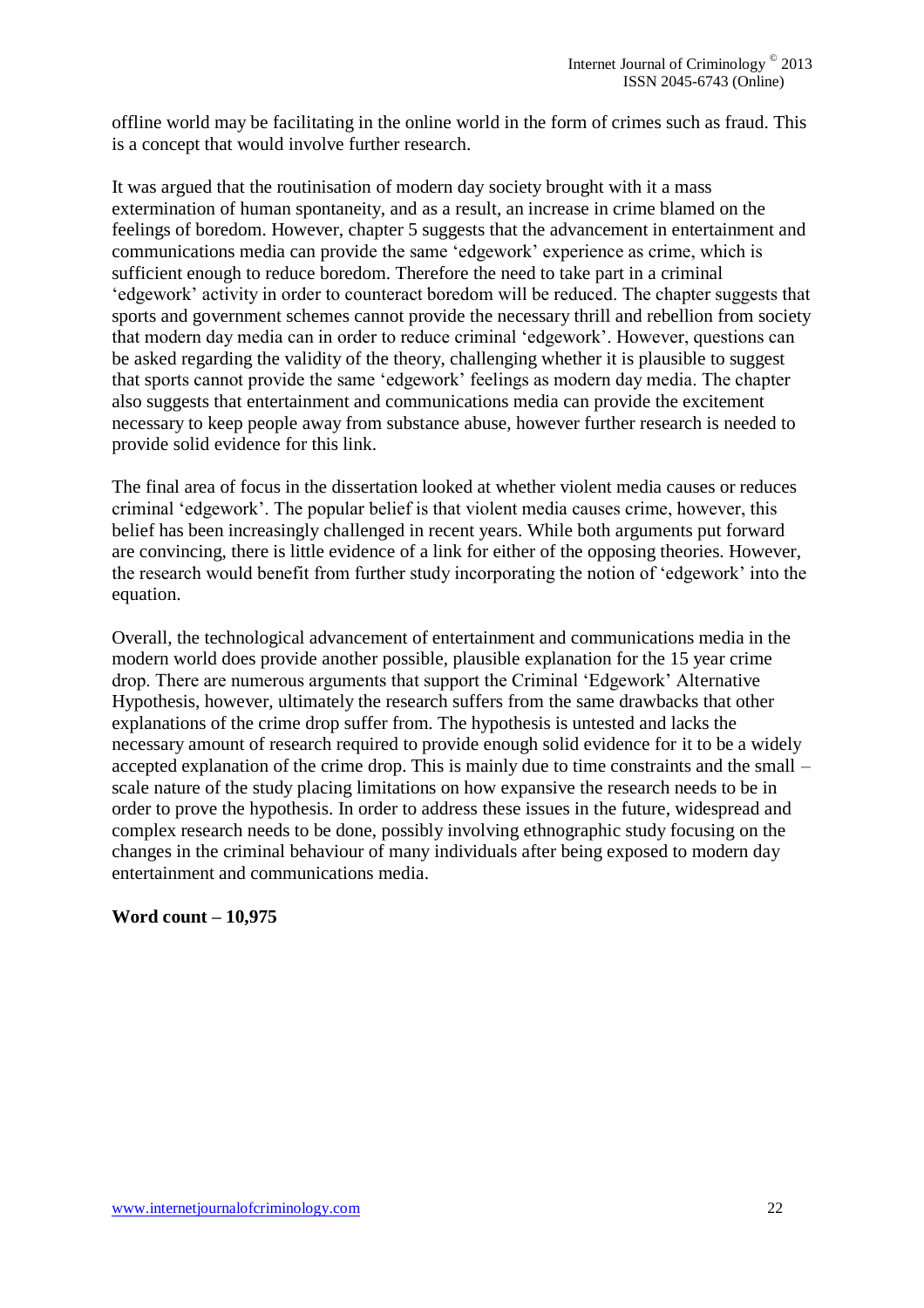offline world may be facilitating in the online world in the form of crimes such as fraud. This is a concept that would involve further research.

It was argued that the routinisation of modern day society brought with it a mass extermination of human spontaneity, and as a result, an increase in crime blamed on the feelings of boredom. However, chapter 5 suggests that the advancement in entertainment and communications media can provide the same 'edgework' experience as crime, which is sufficient enough to reduce boredom. Therefore the need to take part in a criminal 'edgework' activity in order to counteract boredom will be reduced. The chapter suggests that sports and government schemes cannot provide the necessary thrill and rebellion from society that modern day media can in order to reduce criminal 'edgework'. However, questions can be asked regarding the validity of the theory, challenging whether it is plausible to suggest that sports cannot provide the same 'edgework' feelings as modern day media. The chapter also suggests that entertainment and communications media can provide the excitement necessary to keep people away from substance abuse, however further research is needed to provide solid evidence for this link.

The final area of focus in the dissertation looked at whether violent media causes or reduces criminal 'edgework'. The popular belief is that violent media causes crime, however, this belief has been increasingly challenged in recent years. While both arguments put forward are convincing, there is little evidence of a link for either of the opposing theories. However, the research would benefit from further study incorporating the notion of 'edgework' into the equation.

Overall, the technological advancement of entertainment and communications media in the modern world does provide another possible, plausible explanation for the 15 year crime drop. There are numerous arguments that support the Criminal 'Edgework' Alternative Hypothesis, however, ultimately the research suffers from the same drawbacks that other explanations of the crime drop suffer from. The hypothesis is untested and lacks the necessary amount of research required to provide enough solid evidence for it to be a widely accepted explanation of the crime drop. This is mainly due to time constraints and the small – scale nature of the study placing limitations on how expansive the research needs to be in order to prove the hypothesis. In order to address these issues in the future, widespread and complex research needs to be done, possibly involving ethnographic study focusing on the changes in the criminal behaviour of many individuals after being exposed to modern day entertainment and communications media.

**Word count – 10,975**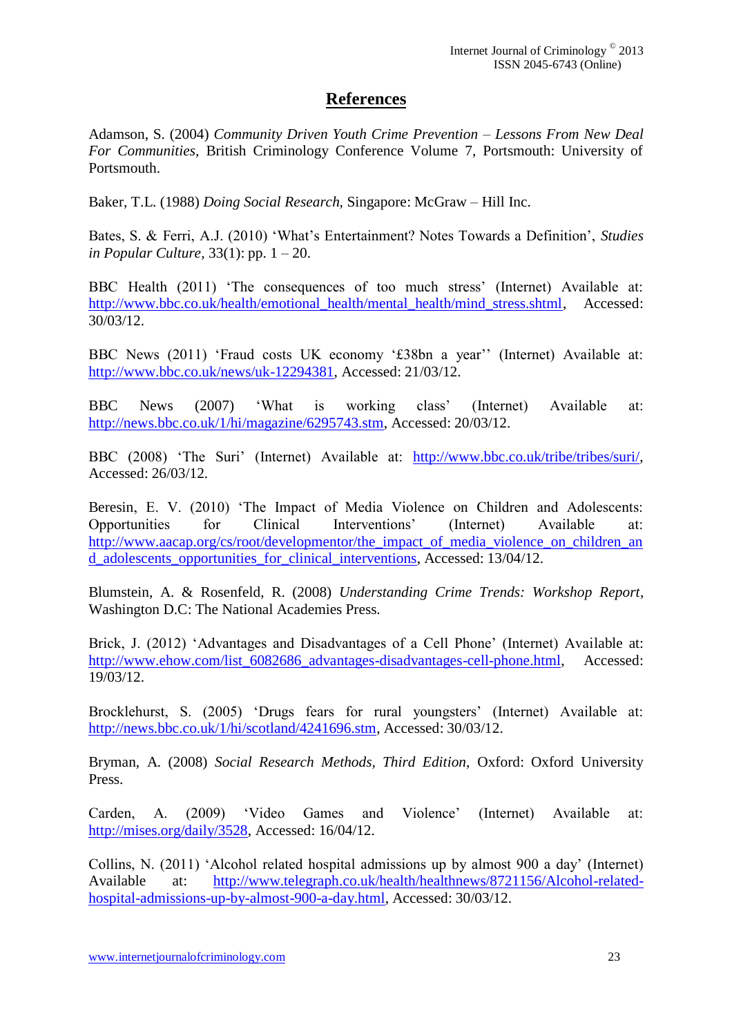# References

Adamson, S. (2004) *Community Driven Youth Crime Prevention – Lessons From New Deal For Communities,* British Criminology Conference Volume 7, Portsmouth: University of Portsmouth.

Baker, T.L. (1988) *Doing Social Research,* Singapore: McGraw – Hill Inc.

Bates, S. & Ferri, A.J. (2010) 'What's Entertainment? Notes Towards a Definition', *Studies in Popular Culture,* 33(1): pp. 1 – 20.

BBC Health (2011) 'The consequences of too much stress' (Internet) Available at: http://www.bbc.co.uk/health/emotional_health/mental_health/mind_stress.shtml, Accessed: 30/03/12.

BBC News (2011) 'Fraud costs UK economy '£38bn a year'' (Internet) Available at: http://www.bbc.co.uk/news/uk-12294381, Accessed: 21/03/12.

BBC News (2007) 'What is working class' (Internet) Available at: http://news.bbc.co.uk/1/hi/magazine/6295743.stm, Accessed: 20/03/12.

BBC (2008) 'The Suri' (Internet) Available at: http://www.bbc.co.uk/tribe/tribes/suri/, Accessed: 26/03/12.

Beresin, E. V. (2010) 'The Impact of Media Violence on Children and Adolescents: Opportunities for Clinical Interventions' (Internet) Available at: http://www.aacap.org/cs/root/developmentor/the_impact_of_media_violence_on_children_and_adolescents_opportunities_for_clinical_interventions, Accessed: 13/04/12.

Blumstein, A. & Rosenfeld, R. (2008) *Understanding Crime Trends: Workshop Report*, Washington D.C: The National Academies Press.

Brick, J. (2012) 'Advantages and Disadvantages of a Cell Phone' (Internet) Available at: http://www.ehow.com/list_6082686_advantages-disadvantages-cell-phone.html, Accessed: 19/03/12.

Brocklehurst, S. (2005) 'Drugs fears for rural youngsters' (Internet) Available at: http://news.bbc.co.uk/1/hi/scotland/4241696.stm, Accessed: 30/03/12.

Bryman, A. (2008) *Social Research Methods, Third Edition,* Oxford: Oxford University Press.

Carden, A. (2009) 'Video Games and Violence' (Internet) Available at: http://mises.org/daily/3528, Accessed: 16/04/12.

Collins, N. (2011) 'Alcohol related hospital admissions up by almost 900 a day' (Internet) Available at: http://www.telegraph.co.uk/health/healthnews/8721156/Alcohol-related-hospital-admissions-up-by-almost-900-a-day.html, Accessed: 30/03/12.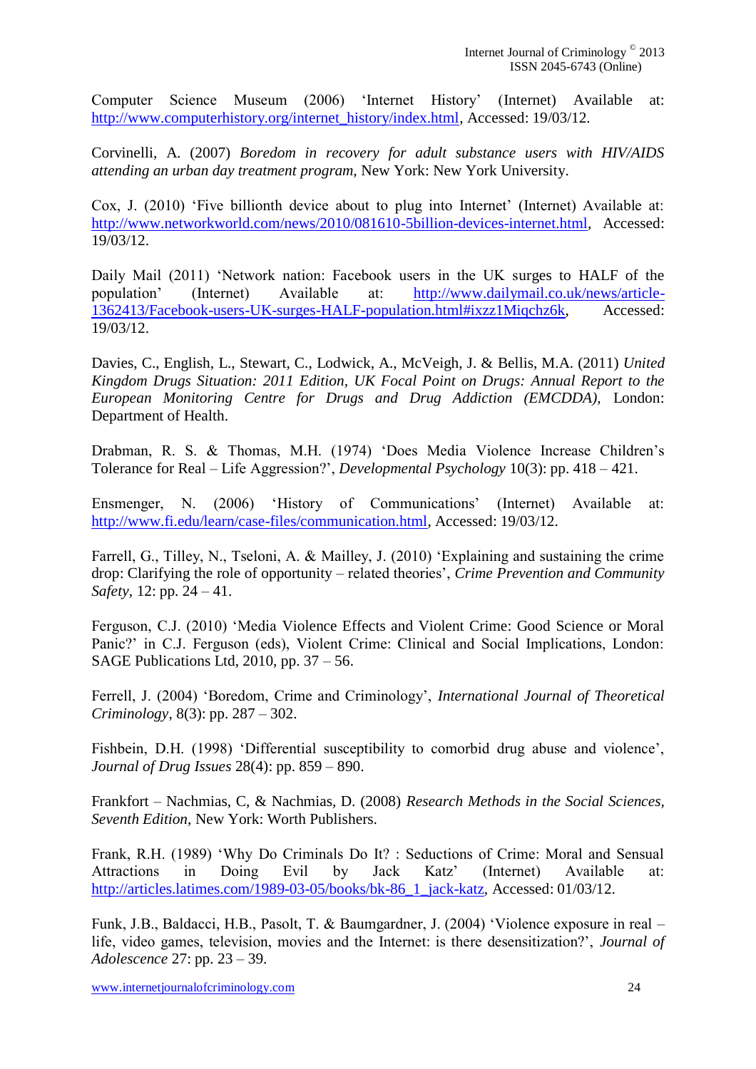Computer Science Museum (2006) 'Internet History' (Internet) Available at: http://www.computerhistory.org/internet_history/index.html, Accessed: 19/03/12.

Corvinelli, A. (2007) *Boredom in recovery for adult substance users with HIV/AIDS attending an urban day treatment program,* New York: New York University.

Cox, J. (2010) 'Five billionth device about to plug into Internet' (Internet) Available at: http://www.networkworld.com/news/2010/081610-5billion-devices-internet.html, Accessed: 19/03/12.

Daily Mail (2011) 'Network nation: Facebook users in the UK surges to HALF of the population' (Internet) Available at: http://www.dailymail.co.uk/news/article-1362413/Facebook-users-UK-surges-HALF-population.html#ixzz1Miqchz6k, Accessed: 19/03/12.

Davies, C., English, L., Stewart, C., Lodwick, A., McVeigh, J. & Bellis, M.A. (2011) *United Kingdom Drugs Situation: 2011 Edition, UK Focal Point on Drugs: Annual Report to the European Monitoring Centre for Drugs and Drug Addiction (EMCDDA),* London: Department of Health.

Drabman, R. S. & Thomas, M.H. (1974) 'Does Media Violence Increase Children's Tolerance for Real – Life Aggression?', *Developmental Psychology* 10(3): pp. 418 – 421.

Ensmenger, N. (2006) 'History of Communications' (Internet) Available at: http://www.fi.edu/learn/case-files/communication.html, Accessed: 19/03/12.

Farrell, G., Tilley, N., Tseloni, A. & Mailley, J. (2010) 'Explaining and sustaining the crime drop: Clarifying the role of opportunity – related theories', *Crime Prevention and Community Safety,* 12: pp. 24 – 41.

Ferguson, C.J. (2010) 'Media Violence Effects and Violent Crime: Good Science or Moral Panic?' in C.J. Ferguson (eds), Violent Crime: Clinical and Social Implications, London: SAGE Publications Ltd, 2010, pp. 37 – 56.

Ferrell, J. (2004) 'Boredom, Crime and Criminology', *International Journal of Theoretical Criminology,* 8(3): pp. 287 – 302.

Fishbein, D.H. (1998) 'Differential susceptibility to comorbid drug abuse and violence', *Journal of Drug Issues* 28(4): pp. 859 – 890.

Frankfort – Nachmias, C, & Nachmias, D. (2008) *Research Methods in the Social Sciences, Seventh Edition,* New York: Worth Publishers.

Frank, R.H. (1989) 'Why Do Criminals Do It? : Seductions of Crime: Moral and Sensual Attractions in Doing Evil by Jack Katz' (Internet) Available at: http://articles.latimes.com/1989-03-05/books/bk-86_1_jack-katz, Accessed: 01/03/12.

Funk, J.B., Baldacci, H.B., Pasolt, T. & Baumgardner, J. (2004) 'Violence exposure in real – life, video games, television, movies and the Internet: is there desensitization?', *Journal of Adolescence* 27: pp. 23 – 39.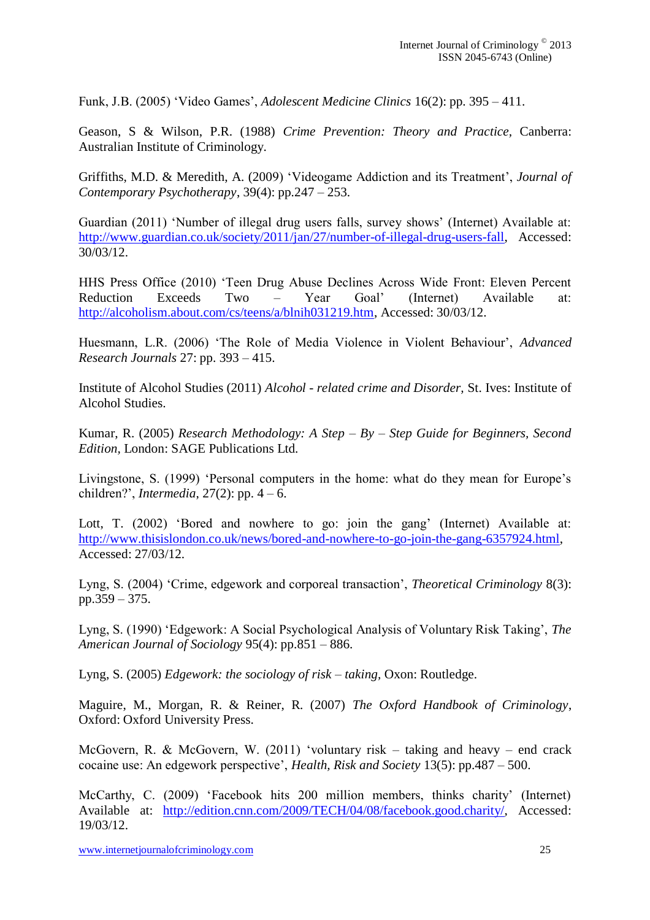Funk, J.B. (2005) 'Video Games', *Adolescent Medicine Clinics* 16(2): pp. 395 – 411.

Geason, S & Wilson, P.R. (1988) *Crime Prevention: Theory and Practice,* Canberra: Australian Institute of Criminology.

Griffiths, M.D. & Meredith, A. (2009) 'Videogame Addiction and its Treatment', *Journal of Contemporary Psychotherapy*, 39(4): pp.247 – 253.

Guardian (2011) 'Number of illegal drug users falls, survey shows' (Internet) Available at: http://www.guardian.co.uk/society/2011/jan/27/number-of-illegal-drug-users-fall, Accessed: 30/03/12.

HHS Press Office (2010) 'Teen Drug Abuse Declines Across Wide Front: Eleven Percent Reduction Exceeds Two – Year Goal' (Internet) Available at: http://alcoholism.about.com/cs/teens/a/blnih031219.htm, Accessed: 30/03/12.

Huesmann, L.R. (2006) 'The Role of Media Violence in Violent Behaviour', *Advanced Research Journals* 27: pp. 393 – 415.

Institute of Alcohol Studies (2011) *Alcohol - related crime and Disorder,* St. Ives: Institute of Alcohol Studies.

Kumar, R. (2005) *Research Methodology: A Step – By – Step Guide for Beginners, Second Edition,* London: SAGE Publications Ltd.

Livingstone, S. (1999) 'Personal computers in the home: what do they mean for Europe's children?', *Intermedia*, 27(2): pp. 4 – 6.

Lott, T. (2002) 'Bored and nowhere to go: join the gang' (Internet) Available at: http://www.thisislondon.co.uk/news/bored-and-nowhere-to-go-join-the-gang-6357924.html, Accessed: 27/03/12.

Lyng, S. (2004) 'Crime, edgework and corporeal transaction', *Theoretical Criminology* 8(3): pp.359 – 375.

Lyng, S. (1990) 'Edgework: A Social Psychological Analysis of Voluntary Risk Taking', *The American Journal of Sociology* 95(4): pp.851 – 886.

Lyng, S. (2005) *Edgework: the sociology of risk – taking,* Oxon: Routledge.

Maguire, M., Morgan, R. & Reiner, R. (2007) *The Oxford Handbook of Criminology*, Oxford: Oxford University Press.

McGovern, R. & McGovern, W. (2011) 'voluntary risk – taking and heavy – end crack cocaine use: An edgework perspective', *Health, Risk and Society* 13(5): pp.487 – 500.

McCarthy, C. (2009) 'Facebook hits 200 million members, thinks charity' (Internet) Available at: http://edition.cnn.com/2009/TECH/04/08/facebook.good.charity/, Accessed: 19/03/12.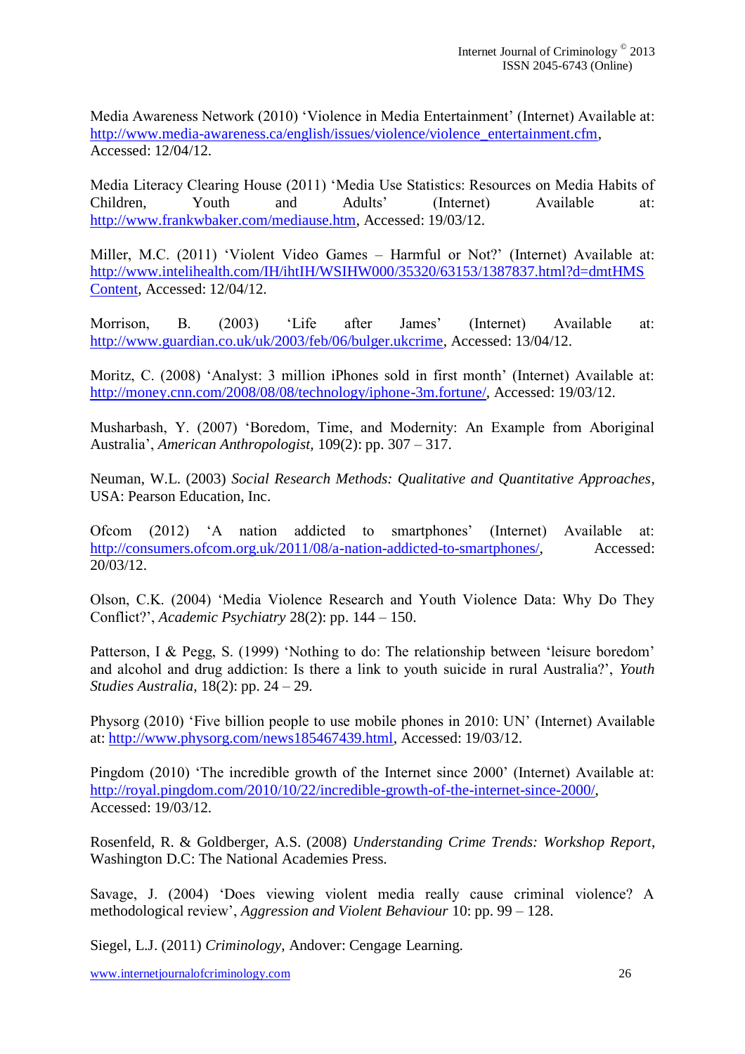Media Awareness Network (2010) 'Violence in Media Entertainment' (Internet) Available at: http://www.media-awareness.ca/english/issues/violence/violence_entertainment.cfm, Accessed: 12/04/12.

Media Literacy Clearing House (2011) 'Media Use Statistics: Resources on Media Habits of Children, Youth and Adults' (Internet) Available at: http://www.frankwbaker.com/mediause.htm, Accessed: 19/03/12.

Miller, M.C. (2011) 'Violent Video Games – Harmful or Not?' (Internet) Available at: http://www.intelihealth.com/IH/ihtIH/WSIHW000/35320/63153/1387837.html?d=dmtHMSContent, Accessed: 12/04/12.

Morrison, B. (2003) 'Life after James' (Internet) Available at: http://www.guardian.co.uk/uk/2003/feb/06/bulger.ukcrime, Accessed: 13/04/12.

Moritz, C. (2008) 'Analyst: 3 million iPhones sold in first month' (Internet) Available at: http://money.cnn.com/2008/08/08/technology/iphone-3m.fortune/, Accessed: 19/03/12.

Musharbash, Y. (2007) 'Boredom, Time, and Modernity: An Example from Aboriginal Australia', *American Anthropologist,* 109(2): pp. 307 – 317.

Neuman, W.L. (2003) *Social Research Methods: Qualitative and Quantitative Approaches*, USA: Pearson Education, Inc.

Ofcom (2012) 'A nation addicted to smartphones' (Internet) Available at: http://consumers.ofcom.org.uk/2011/08/a-nation-addicted-to-smartphones/, Accessed: 20/03/12.

Olson, C.K. (2004) 'Media Violence Research and Youth Violence Data: Why Do They Conflict?', *Academic Psychiatry* 28(2): pp. 144 – 150.

Patterson, I & Pegg, S. (1999) 'Nothing to do: The relationship between 'leisure boredom' and alcohol and drug addiction: Is there a link to youth suicide in rural Australia?', *Youth Studies Australia,* 18(2): pp. 24 – 29.

Physorg (2010) 'Five billion people to use mobile phones in 2010: UN' (Internet) Available at: http://www.physorg.com/news185467439.html, Accessed: 19/03/12.

Pingdom (2010) 'The incredible growth of the Internet since 2000' (Internet) Available at: http://royal.pingdom.com/2010/10/22/incredible-growth-of-the-internet-since-2000/, Accessed: 19/03/12.

Rosenfeld, R. & Goldberger, A.S. (2008) *Understanding Crime Trends: Workshop Report*, Washington D.C: The National Academies Press.

Savage, J. (2004) 'Does viewing violent media really cause criminal violence? A methodological review', *Aggression and Violent Behaviour* 10: pp. 99 – 128.

Siegel, L.J. (2011) *Criminology,* Andover: Cengage Learning.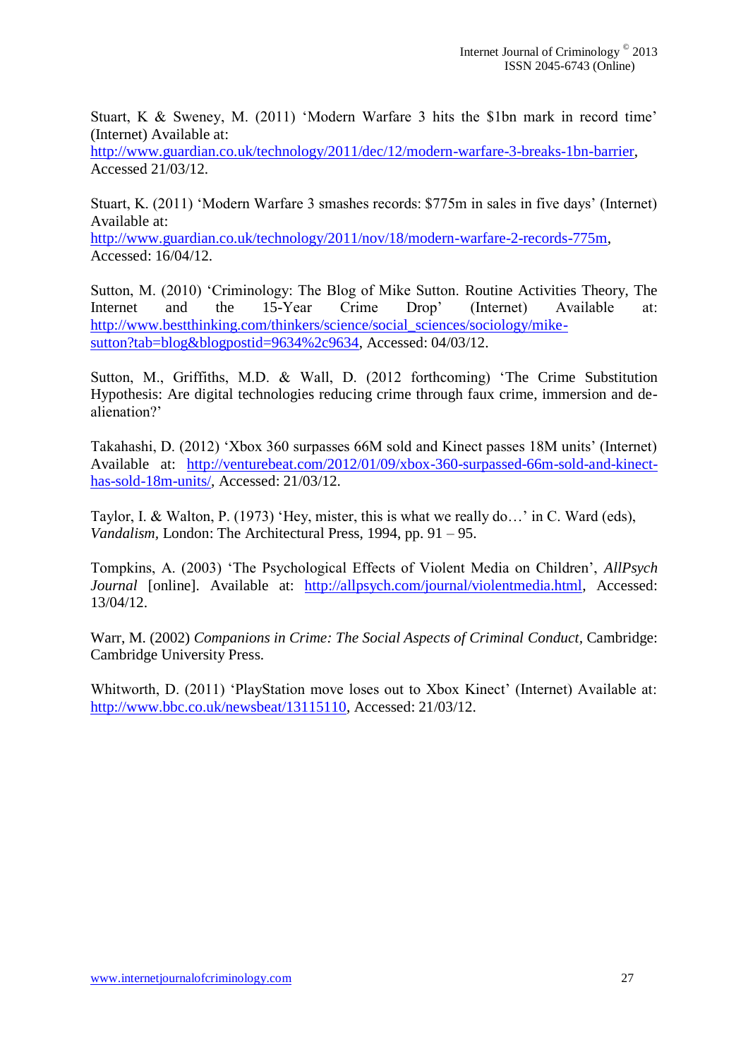Stuart, K & Sweney, M. (2011) 'Modern Warfare 3 hits the $1bn mark in record time' (Internet) Available at:
http://www.guardian.co.uk/technology/2011/dec/12/modern-warfare-3-breaks-1bn-barrier, Accessed 21/03/12.

Stuart, K. (2011) 'Modern Warfare 3 smashes records: $775m in sales in five days' (Internet) Available at:
http://www.guardian.co.uk/technology/2011/nov/18/modern-warfare-2-records-775m, Accessed: 16/04/12.

Sutton, M. (2010) 'Criminology: The Blog of Mike Sutton. Routine Activities Theory, The Internet and the 15-Year Crime Drop' (Internet) Available at: http://www.bestthinking.com/thinkers/science/social_sciences/sociology/mike-sutton?tab=blog&blogpostid=9634%2c9634, Accessed: 04/03/12.

Sutton, M., Griffiths, M.D. & Wall, D. (2012 forthcoming) 'The Crime Substitution Hypothesis: Are digital technologies reducing crime through faux crime, immersion and de-alienation?'

Takahashi, D. (2012) 'Xbox 360 surpasses 66M sold and Kinect passes 18M units' (Internet) Available at: http://venturebeat.com/2012/01/09/xbox-360-surpassed-66m-sold-and-kinect-has-sold-18m-units/, Accessed: 21/03/12.

Taylor, I. & Walton, P. (1973) 'Hey, mister, this is what we really do…' in C. Ward (eds), *Vandalism*, London: The Architectural Press, 1994, pp. 91 – 95.

Tompkins, A. (2003) 'The Psychological Effects of Violent Media on Children', *AllPsych Journal* [online]. Available at: http://allpsych.com/journal/violentmedia.html, Accessed: 13/04/12.

Warr, M. (2002) *Companions in Crime: The Social Aspects of Criminal Conduct*, Cambridge: Cambridge University Press.

Whitworth, D. (2011) 'PlayStation move loses out to Xbox Kinect' (Internet) Available at: http://www.bbc.co.uk/newsbeat/13115110, Accessed: 21/03/12.